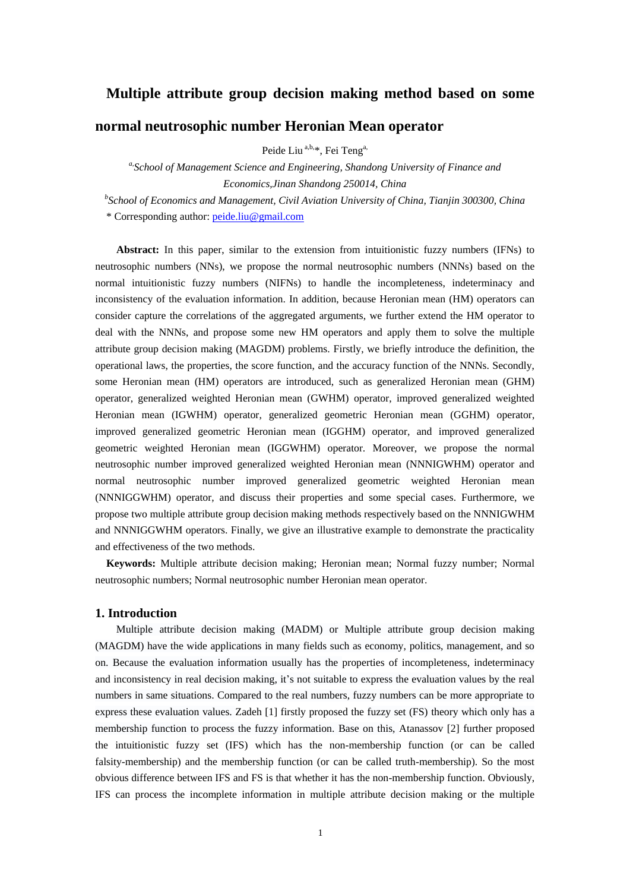# Multiple attribute group decision making method based on some normal neutrosophic number Heronian Mean operator

Peide Liu [a,b,*], Fei Teng [a]

[a] *School of Management Science and Engineering, Shandong University of Finance and Economics,Jinan Shandong 250014, China*

[b] *School of Economics and Management, Civil Aviation University of China, Tianjin 300300, China*

\* Corresponding author: peide.liu@gmail.com

**Abstract:** In this paper, similar to the extension from intuitionistic fuzzy numbers (IFNs) to neutrosophic numbers (NNs), we propose the normal neutrosophic numbers (NNNs) based on the normal intuitionistic fuzzy numbers (NIFNs) to handle the incompleteness, indeterminacy and inconsistency of the evaluation information. In addition, because Heronian mean (HM) operators can consider capture the correlations of the aggregated arguments, we further extend the HM operator to deal with the NNNs, and propose some new HM operators and apply them to solve the multiple attribute group decision making (MAGDM) problems. Firstly, we briefly introduce the definition, the operational laws, the properties, the score function, and the accuracy function of the NNNs. Secondly, some Heronian mean (HM) operators are introduced, such as generalized Heronian mean (GHM) operator, generalized weighted Heronian mean (GWHM) operator, improved generalized weighted Heronian mean (IGWHM) operator, generalized geometric Heronian mean (GGHM) operator, improved generalized geometric Heronian mean (IGGHM) operator, and improved generalized geometric weighted Heronian mean (IGGWHM) operator. Moreover, we propose the normal neutrosophic number improved generalized weighted Heronian mean (NNNIGWHM) operator and normal neutrosophic number improved generalized geometric weighted Heronian mean (NNNIGGWHM) operator, and discuss their properties and some special cases. Furthermore, we propose two multiple attribute group decision making methods respectively based on the NNNIGWHM and NNNIGGWHM operators. Finally, we give an illustrative example to demonstrate the practicality and effectiveness of the two methods.

**Keywords:** Multiple attribute decision making; Heronian mean; Normal fuzzy number; Normal neutrosophic numbers; Normal neutrosophic number Heronian mean operator.

## 1. Introduction

Multiple attribute decision making (MADM) or Multiple attribute group decision making (MAGDM) have the wide applications in many fields such as economy, politics, management, and so on. Because the evaluation information usually has the properties of incompleteness, indeterminacy and inconsistency in real decision making, it's not suitable to express the evaluation values by the real numbers in same situations. Compared to the real numbers, fuzzy numbers can be more appropriate to express these evaluation values. Zadeh [1] firstly proposed the fuzzy set (FS) theory which only has a membership function to process the fuzzy information. Base on this, Atanassov [2] further proposed the intuitionistic fuzzy set (IFS) which has the non-membership function (or can be called falsity-membership) and the membership function (or can be called truth-membership). So the most obvious difference between IFS and FS is that whether it has the non-membership function. Obviously, IFS can process the incomplete information in multiple attribute decision making or the multiple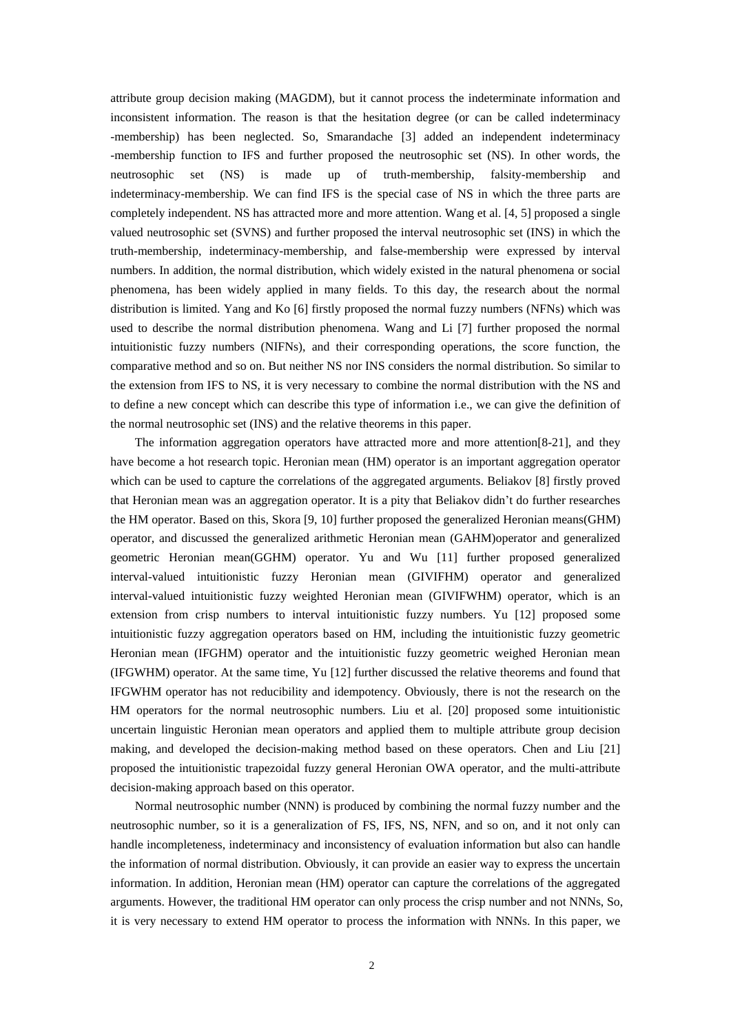attribute group decision making (MAGDM), but it cannot process the indeterminate information and inconsistent information. The reason is that the hesitation degree (or can be called indeterminacy -membership) has been neglected. So, Smarandache [3] added an independent indeterminacy -membership function to IFS and further proposed the neutrosophic set (NS). In other words, the neutrosophic set (NS) is made up of truth-membership, falsity-membership and indeterminacy-membership. We can find IFS is the special case of NS in which the three parts are completely independent. NS has attracted more and more attention. Wang et al. [4, 5] proposed a single valued neutrosophic set (SVNS) and further proposed the interval neutrosophic set (INS) in which the truth-membership, indeterminacy-membership, and false-membership were expressed by interval numbers. In addition, the normal distribution, which widely existed in the natural phenomena or social phenomena, has been widely applied in many fields. To this day, the research about the normal distribution is limited. Yang and Ko [6] firstly proposed the normal fuzzy numbers (NFNs) which was used to describe the normal distribution phenomena. Wang and Li [7] further proposed the normal intuitionistic fuzzy numbers (NIFNs), and their corresponding operations, the score function, the comparative method and so on. But neither NS nor INS considers the normal distribution. So similar to the extension from IFS to NS, it is very necessary to combine the normal distribution with the NS and to define a new concept which can describe this type of information i.e., we can give the definition of the normal neutrosophic set (INS) and the relative theorems in this paper.

The information aggregation operators have attracted more and more attention[8-21], and they have become a hot research topic. Heronian mean (HM) operator is an important aggregation operator which can be used to capture the correlations of the aggregated arguments. Beliakov [8] firstly proved that Heronian mean was an aggregation operator. It is a pity that Beliakov didn't do further researches the HM operator. Based on this, Skora [9, 10] further proposed the generalized Heronian means(GHM) operator, and discussed the generalized arithmetic Heronian mean (GAHM)operator and generalized geometric Heronian mean(GGHM) operator. Yu and Wu [11] further proposed generalized interval-valued intuitionistic fuzzy Heronian mean (GIVIFHM) operator and generalized interval-valued intuitionistic fuzzy weighted Heronian mean (GIVIFWHM) operator, which is an extension from crisp numbers to interval intuitionistic fuzzy numbers. Yu [12] proposed some intuitionistic fuzzy aggregation operators based on HM, including the intuitionistic fuzzy geometric Heronian mean (IFGHM) operator and the intuitionistic fuzzy geometric weighed Heronian mean (IFGWHM) operator. At the same time, Yu [12] further discussed the relative theorems and found that IFGWHM operator has not reducibility and idempotency. Obviously, there is not the research on the HM operators for the normal neutrosophic numbers. Liu et al. [20] proposed some intuitionistic uncertain linguistic Heronian mean operators and applied them to multiple attribute group decision making, and developed the decision-making method based on these operators. Chen and Liu [21] proposed the intuitionistic trapezoidal fuzzy general Heronian OWA operator, and the multi-attribute decision-making approach based on this operator.

Normal neutrosophic number (NNN) is produced by combining the normal fuzzy number and the neutrosophic number, so it is a generalization of FS, IFS, NS, NFN, and so on, and it not only can handle incompleteness, indeterminacy and inconsistency of evaluation information but also can handle the information of normal distribution. Obviously, it can provide an easier way to express the uncertain information. In addition, Heronian mean (HM) operator can capture the correlations of the aggregated arguments. However, the traditional HM operator can only process the crisp number and not NNNs, So, it is very necessary to extend HM operator to process the information with NNNs. In this paper, we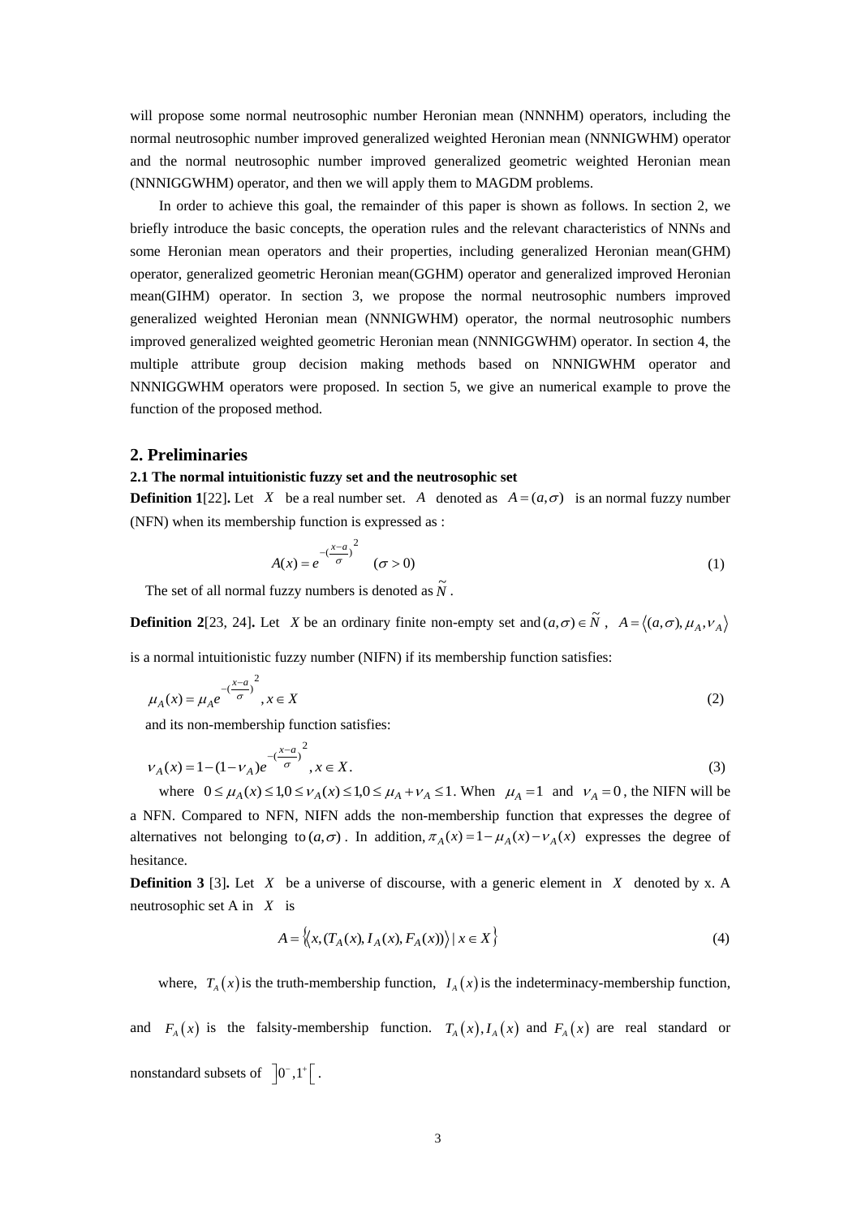will propose some normal neutrosophic number Heronian mean (NNNHM) operators, including the normal neutrosophic number improved generalized weighted Heronian mean (NNNIGWHM) operator and the normal neutrosophic number improved generalized geometric weighted Heronian mean (NNNIGGWHM) operator, and then we will apply them to MAGDM problems.

In order to achieve this goal, the remainder of this paper is shown as follows. In section 2, we briefly introduce the basic concepts, the operation rules and the relevant characteristics of NNNs and some Heronian mean operators and their properties, including generalized Heronian mean(GHM) operator, generalized geometric Heronian mean(GGHM) operator and generalized improved Heronian mean(GIHM) operator. In section 3, we propose the normal neutrosophic numbers improved generalized weighted Heronian mean (NNNIGWHM) operator, the normal neutrosophic numbers improved generalized weighted geometric Heronian mean (NNNIGGWHM) operator. In section 4, the multiple attribute group decision making methods based on NNNIGWHM operator and NNNIGGWHM operators were proposed. In section 5, we give an numerical example to prove the function of the proposed method.

## 2. Preliminaries

### 2.1 The normal intuitionistic fuzzy set and the neutrosophic set

**Definition 1**[22]**.** Let $X$ be a real number set. $A$ denoted as $A=(a,\sigma)$ is an normal fuzzy number (NFN) when its membership function is expressed as :

$$A(x)=e^{-\left(\frac{x-a}{\sigma}\right)^2} \quad (\sigma>0) \tag{1}$$

The set of all normal fuzzy numbers is denoted as $\tilde{N}$ .

**Definition 2**[23, 24]**.** Let $X$ be an ordinary finite non-empty set and $(a,\sigma)\in\tilde{N}$ , $A=\langle(a,\sigma),\mu_A,\nu_A\rangle$ is a normal intuitionistic fuzzy number (NIFN) if its membership function satisfies:

$$\mu_A(x)=\mu_A e^{-\left(\frac{x-a}{\sigma}\right)^2}, x\in X \tag{2}$$

and its non-membership function satisfies:

$$\nu_A(x)=1-(1-\nu_A)e^{-\left(\frac{x-a}{\sigma}\right)^2}, x\in X. \tag{3}$$

where $0\le\mu_A(x)\le 1, 0\le\nu_A(x)\le 1, 0\le\mu_A+\nu_A\le 1$. When $\mu_A=1$ and $\nu_A=0$, the NIFN will be a NFN. Compared to NFN, NIFN adds the non-membership function that expresses the degree of alternatives not belonging to $(a,\sigma)$. In addition, $\pi_A(x)=1-\mu_A(x)-\nu_A(x)$ expresses the degree of hesitance.

**Definition 3** [3]**.** Let $X$ be a universe of discourse, with a generic element in $X$ denoted by x. A neutrosophic set A in $X$ is

$$A=\{\langle x,(T_A(x),I_A(x),F_A(x))\rangle \mid x\in X\} \tag{4}$$

where, $T_A(x)$ is the truth-membership function, $I_A(x)$ is the indeterminacy-membership function, and $F_A(x)$ is the falsity-membership function. $T_A(x), I_A(x)$ and $F_A(x)$ are real standard or nonstandard subsets of $\left]0^-,1^+\right[$.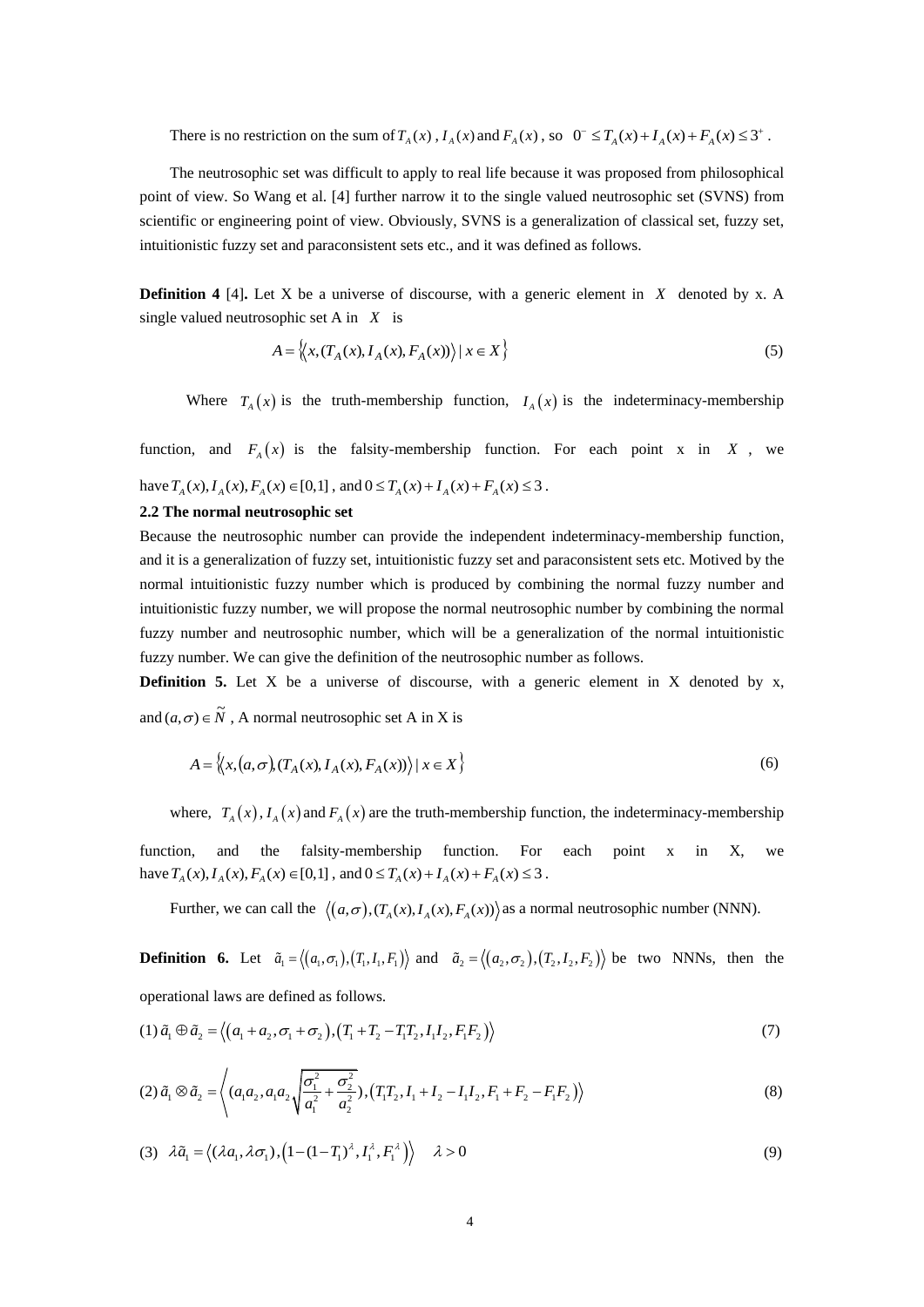There is no restriction on the sum of $T_A(x)$ , $I_A(x)$ and $F_A(x)$ , so $0^- \le T_A(x) + I_A(x) + F_A(x) \le 3^+$ .

The neutrosophic set was difficult to apply to real life because it was proposed from philosophical point of view. So Wang et al. [4] further narrow it to the single valued neutrosophic set (SVNS) from scientific or engineering point of view. Obviously, SVNS is a generalization of classical set, fuzzy set, intuitionistic fuzzy set and paraconsistent sets etc., and it was defined as follows.

**Definition 4** [4]**.** Let X be a universe of discourse, with a generic element in $X$ denoted by x. A single valued neutrosophic set A in $X$ is

$$A = \left\{ \left\langle x, (T_A(x), I_A(x), F_A(x)) \right\rangle \mid x \in X \right\} \tag{5}$$

Where $T_A(x)$ is the truth-membership function, $I_A(x)$ is the indeterminacy-membership function, and $F_A(x)$ is the falsity-membership function. For each point x in $X$ , we have $T_A(x), I_A(x), F_A(x) \in [0,1]$ , and $0 \le T_A(x) + I_A(x) + F_A(x) \le 3$ .

**2.2 The normal neutrosophic set**

Because the neutrosophic number can provide the independent indeterminacy-membership function, and it is a generalization of fuzzy set, intuitionistic fuzzy set and paraconsistent sets etc. Motived by the normal intuitionistic fuzzy number which is produced by combining the normal fuzzy number and intuitionistic fuzzy number, we will propose the normal neutrosophic number by combining the normal fuzzy number and neutrosophic number, which will be a generalization of the normal intuitionistic fuzzy number. We can give the definition of the neutrosophic number as follows.

**Definition 5.** Let X be a universe of discourse, with a generic element in X denoted by x, and $(a,\sigma) \in \widetilde{N}$ , A normal neutrosophic set A in X is

$$A = \left\{ \left\langle x, (a,\sigma), (T_A(x), I_A(x), F_A(x)) \right\rangle \mid x \in X \right\} \tag{6}$$

where, $T_A(x)$ , $I_A(x)$ and $F_A(x)$ are the truth-membership function, the indeterminacy-membership function, and the falsity-membership function. For each point x in X, we have $T_A(x), I_A(x), F_A(x) \in [0,1]$ , and $0 \le T_A(x) + I_A(x) + F_A(x) \le 3$ .

Further, we can call the $\left\langle (a,\sigma), (T_A(x), I_A(x), F_A(x)) \right\rangle$ as a normal neutrosophic number (NNN).

**Definition 6.** Let $\tilde{a}_1 = \left\langle (a_1,\sigma_1), (T_1, I_1, F_1) \right\rangle$ and $\tilde{a}_2 = \left\langle (a_2,\sigma_2), (T_2, I_2, F_2) \right\rangle$ be two NNNs, then the operational laws are defined as follows.

$$(1)\ \tilde{a}_1 \oplus \tilde{a}_2 = \left\langle (a_1 + a_2, \sigma_1 + \sigma_2), (T_1 + T_2 - T_1T_2, I_1I_2, F_1F_2) \right\rangle \tag{7}$$

$$(2)\ \tilde{a}_1 \otimes \tilde{a}_2 = \left\langle (a_1a_2, a_1a_2\sqrt{\frac{\sigma_1^2}{a_1^2} + \frac{\sigma_2^2}{a_2^2}}), (T_1T_2, I_1 + I_2 - I_1I_2, F_1 + F_2 - F_1F_2) \right\rangle \tag{8}$$

$$(3)\ \ \lambda\tilde{a}_1 = \left\langle (\lambda a_1, \lambda\sigma_1), (1 - (1 - T_1)^{\lambda}, I_1^{\lambda}, F_1^{\lambda}) \right\rangle \quad \lambda > 0 \tag{9}$$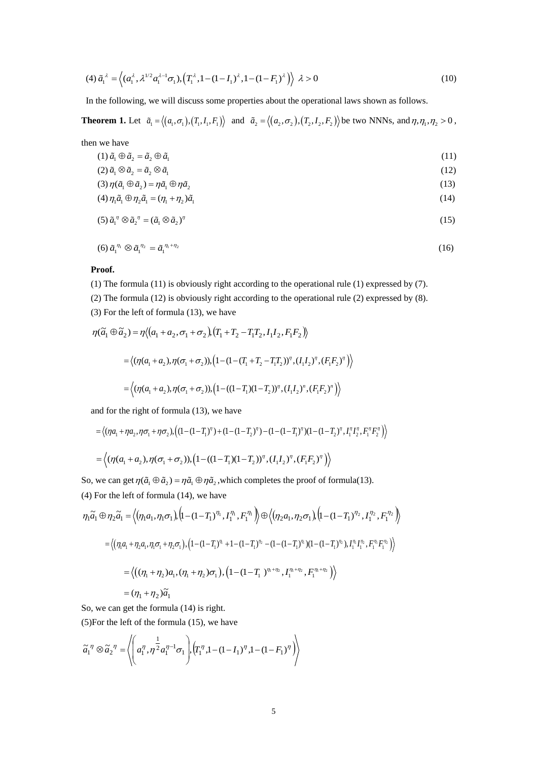$$(4)\ \tilde{a}_1^{\lambda} = \left\langle (a_1^{\lambda}, \lambda^{1/2} a_1^{\lambda-1}\sigma_1), \left(T_1^{\lambda}, 1-(1-I_1)^{\lambda}, 1-(1-F_1)^{\lambda}\right) \right\rangle \ \ \lambda > 0 \tag{10}$$

In the following, we will discuss some properties about the operational laws shown as follows.

**Theorem 1.** Let $\tilde{a}_1 = \langle (a_1, \sigma_1), (T_1, I_1, F_1) \rangle$ and $\tilde{a}_2 = \langle (a_2, \sigma_2), (T_2, I_2, F_2) \rangle$ be two NNNs, and $\eta, \eta_1, \eta_2 > 0$, then we have

$$(1)\ \tilde{a}_1 \oplus \tilde{a}_2 = \tilde{a}_2 \oplus \tilde{a}_1 \tag{11}$$

$$(2)\ \tilde{a}_1 \otimes \tilde{a}_2 = \tilde{a}_2 \otimes \tilde{a}_1 \tag{12}$$

$$(3)\ \eta(\tilde{a}_1 \oplus \tilde{a}_2) = \eta\tilde{a}_1 \oplus \eta\tilde{a}_2 \tag{13}$$

$$(4)\ \eta_1\tilde{a}_1 \oplus \eta_2\tilde{a}_1 = (\eta_1 + \eta_2)\tilde{a}_1 \tag{14}$$

$$(5)\ \tilde{a}_1^{\eta} \otimes \tilde{a}_2^{\eta} = (\tilde{a}_1 \otimes \tilde{a}_2)^{\eta} \tag{15}$$

$$(6)\ \tilde{a}_1^{\eta_1} \otimes \tilde{a}_1^{\eta_2} = \tilde{a}_1^{\eta_1+\eta_2} \tag{16}$$

**Proof.**

(1) The formula (11) is obviously right according to the operational rule (1) expressed by (7).

(2) The formula (12) is obviously right according to the operational rule (2) expressed by (8).

(3) For the left of formula (13), we have

$$\eta(\tilde{a}_1 \oplus \tilde{a}_2) = \eta\langle (a_1 + a_2, \sigma_1 + \sigma_2), (T_1 + T_2 - T_1T_2, I_1I_2, F_1F_2) \rangle$$

$$= \left\langle (\eta(a_1 + a_2), \eta(\sigma_1 + \sigma_2)), \left(1-(1-(T_1 + T_2 - T_1T_2))^{\eta}, (I_1I_2)^{\eta}, (F_1F_2)^{\eta}\right) \right\rangle$$

$$= \left\langle (\eta(a_1 + a_2), \eta(\sigma_1 + \sigma_2)), \left(1-((1-T_1)(1-T_2))^{\eta}, (I_1I_2)^{n}, (F_1F_2)^{n}\right) \right\rangle$$

and for the right of formula (13), we have

$$= \left\langle (\eta a_1 + \eta a_2, \eta\sigma_1 + \eta\sigma_2), \left((1-(1-T_1)^{\eta}) + (1-(1-T_2)^{\eta}) - (1-(1-T_1)^{\eta})(1-(1-T_2)^{\eta}, I_1^{\eta}I_2^{\eta}, F_1^{\eta}F_2^{\eta}\right) \right\rangle$$

$$= \left\langle (\eta(a_1 + a_2), \eta(\sigma_1 + \sigma_2)), \left(1-((1-T_1)(1-T_2))^{\eta}, (I_1I_2)^{\eta}, (F_1F_2)^{\eta}\right) \right\rangle$$

So, we can get $\eta(\tilde{a}_1 \oplus \tilde{a}_2) = \eta\tilde{a}_1 \oplus \eta\tilde{a}_2$, which completes the proof of formula(13).

(4) For the left of formula (14), we have

$$\eta_1\tilde{a}_1 \oplus \eta_2\tilde{a}_1 = \left\langle (\eta_1 a_1, \eta_1\sigma_1), \left(1-(1-T_1)^{\eta_1}, I_1^{\eta_1}, F_1^{\eta_1}\right) \right\rangle \oplus \left\langle (\eta_2 a_1, \eta_2\sigma_1), \left(1-(1-T_1)^{\eta_2}, I_1^{\eta_2}, F_1^{\eta_2}\right) \right\rangle$$

$$= \left\langle (\eta_1 a_1 + \eta_2 a_1, \eta_1\sigma_1 + \eta_2\sigma_1), \left(1-(1-T_1)^{\eta_1} + 1-(1-T_1)^{\eta_2} - (1-(1-T_1)^{\eta_1})(1-(1-T_1)^{\eta_2}), I_1^{\eta_1}I_1^{\eta_2}, F_1^{\eta_1}F_1^{\eta_2}\right) \right\rangle$$

$$= \left\langle ((\eta_1 + \eta_2)a_1, (\eta_1 + \eta_2)\sigma_1), \left(1-(1-T_1)^{\eta_1+\eta_2}, I_1^{\eta_1+\eta_2}, F_1^{\eta_1+\eta_2}\right) \right\rangle$$

$$= (\eta_1 + \eta_2)\tilde{a}_1$$

So, we can get the formula (14) is right.

(5) For the left of the formula (15), we have

$$\tilde{a}_1^{\eta} \otimes \tilde{a}_2^{\eta} = \left\langle \left(a_1^{\eta}, \eta^{\frac{1}{2}} a_1^{\eta-1}\sigma_1\right), \left(T_1^{\eta}, 1-(1-I_1)^{\eta}, 1-(1-F_1)^{\eta}\right) \right\rangle$$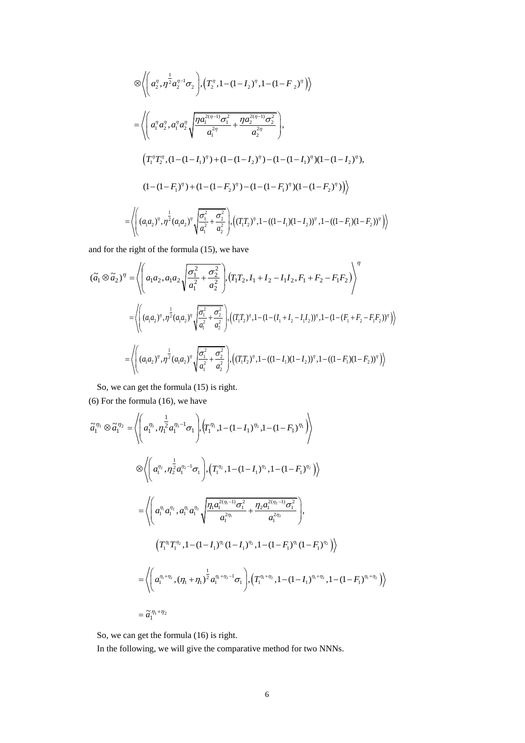$$\otimes\left\langle\left(a_2^{\eta},\eta^{\frac{1}{2}}a_2^{\eta-1}\sigma_2\right),\left(T_2^{\eta},1-(1-I_2)^{\eta},1-(1-F_2)^{\eta}\right)\right\rangle$$

$$=\left\langle\left(a_1^{\eta}a_2^{\eta},a_1^{\eta}a_2^{\eta}\sqrt{\frac{\eta a_1^{2(\eta-1)}\sigma_1^2}{a_1^{2\eta}}+\frac{\eta a_2^{2(\eta-1)}\sigma_2^2}{a_2^{2\eta}}}\right),\right.$$

$$\left(T_1^{\eta}T_2^{\eta},(1-(1-I_1)^{\eta})+(1-(1-I_2)^{\eta})-(1-(1-I_1)^{\eta})(1-(1-I_2)^{\eta}),\right.$$

$$\left.\left.(1-(1-F_1)^{\eta})+(1-(1-F_2)^{\eta})-(1-(1-F_1)^{\eta})(1-(1-F_2)^{\eta})\right)\right\rangle$$

$$=\left\langle\left((a_1a_2)^{\eta},\eta^{\frac{1}{2}}(a_1a_2)^{\eta}\sqrt{\frac{\sigma_1^2}{a_1^2}+\frac{\sigma_2^2}{a_2^2}}\right),\left((T_1T_2)^{\eta},1-((1-I_1)(1-I_2))^{\eta},1-((1-F_1)(1-F_2))^{\eta}\right)\right\rangle$$

and for the right of the formula (15), we have

$$(\tilde{a}_1\otimes\tilde{a}_2)^{\eta}=\left\langle\left(a_1a_2,a_1a_2\sqrt{\frac{\sigma_1^2}{a_1^2}+\frac{\sigma_2^2}{a_2^2}}\right),\left(T_1T_2,I_1+I_2-I_1I_2,F_1+F_2-F_1F_2\right)\right\rangle^{\eta}$$

$$=\left\langle\left((a_1a_2)^{\eta},\eta^{\frac{1}{2}}(a_1a_2)^{\eta}\sqrt{\frac{\sigma_1^2}{a_1^2}+\frac{\sigma_2^2}{a_2^2}}\right),\left((T_1T_2)^{\eta},1-(1-(I_1+I_2-I_1I_2))^{\eta},1-(1-(F_1+F_2-F_1F_2))^{\eta}\right)\right\rangle$$

$$=\left\langle\left((a_1a_2)^{\eta},\eta^{\frac{1}{2}}(a_1a_2)^{\eta}\sqrt{\frac{\sigma_1^2}{a_1^2}+\frac{\sigma_2^2}{a_2^2}}\right),\left((T_1T_2)^{\eta},1-((1-I_1)(1-I_2))^{\eta},1-((1-F_1)(1-F_2))^{\eta}\right)\right\rangle$$

So, we can get the formula (15) is right.

(6) For the formula (16), we have

$$\tilde{a}_1^{\eta_1}\otimes\tilde{a}_1^{\eta_2}=\left\langle\left(a_1^{\eta_1},\eta_1^{\frac{1}{2}}a_1^{\eta_1-1}\sigma_1\right),\left(T_1^{\eta_1},1-(1-I_1)^{\eta_1},1-(1-F_1)^{\eta_1}\right)\right\rangle$$

$$\otimes\left\langle\left(a_1^{\eta_2},\eta_2^{\frac{1}{2}}a_1^{\eta_2-1}\sigma_1\right),\left(T_1^{\eta_2},1-(1-I_1)^{\eta_2},1-(1-F_1)^{\eta_2}\right)\right\rangle$$

$$=\left\langle\left(a_1^{\eta_1}a_1^{\eta_2},a_1^{\eta_1}a_1^{\eta_2}\sqrt{\frac{\eta_1a_1^{2(\eta_1-1)}\sigma_1^2}{a_1^{2\eta_1}}+\frac{\eta_2a_1^{2(\eta_2-1)}\sigma_1^2}{a_1^{2\eta_2}}}\right),\right.$$

$$\left.\left(T_1^{\eta_1}T_1^{\eta_2},1-(1-I_1)^{\eta_1}(1-I_1)^{\eta_2},1-(1-F_1)^{\eta_1}(1-F_1)^{\eta_2}\right)\right\rangle$$

$$=\left\langle\left(a_1^{\eta_1+\eta_2},(\eta_1+\eta_1)^{\frac{1}{2}}a_1^{\eta_1+\eta_2-1}\sigma_1\right),\left(T_1^{\eta_1+\eta_2},1-(1-I_1)^{\eta_1+\eta_2},1-(1-F_1)^{\eta_1+\eta_2}\right)\right\rangle$$

$$=\tilde{a}_1^{\eta_1+\eta_2}$$

So, we can get the formula (16) is right.

In the following, we will give the comparative method for two NNNs.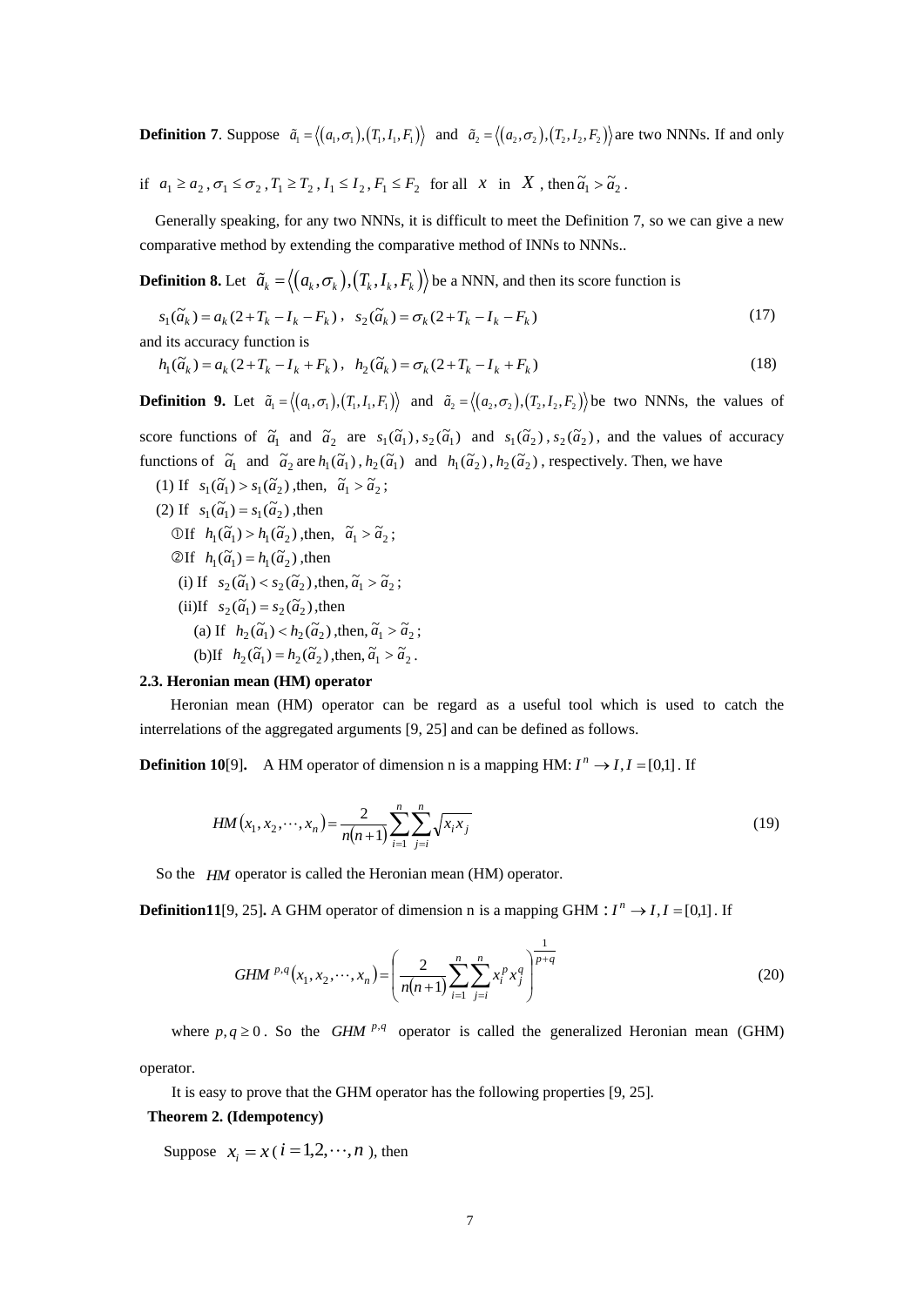**Definition 7**. Suppose $\tilde{a}_1 = \langle (a_1, \sigma_1), (T_1, I_1, F_1) \rangle$ and $\tilde{a}_2 = \langle (a_2, \sigma_2), (T_2, I_2, F_2) \rangle$ are two NNNs. If and only if $a_1 \geq a_2$, $\sigma_1 \leq \sigma_2$, $T_1 \geq T_2$, $I_1 \leq I_2$, $F_1 \leq F_2$ for all $x$ in $X$, then $\tilde{a}_1 > \tilde{a}_2$.

Generally speaking, for any two NNNs, it is difficult to meet the Definition 7, so we can give a new comparative method by extending the comparative method of INNs to NNNs..

**Definition 8.** Let $\tilde{a}_k = \langle (a_k, \sigma_k), (T_k, I_k, F_k) \rangle$ be a NNN, and then its score function is

$$s_1(\tilde{a}_k) = a_k(2 + T_k - I_k - F_k), \quad s_2(\tilde{a}_k) = \sigma_k(2 + T_k - I_k - F_k) \tag{17}$$

and its accuracy function is

$$h_1(\tilde{a}_k) = a_k(2 + T_k - I_k + F_k), \quad h_2(\tilde{a}_k) = \sigma_k(2 + T_k - I_k + F_k) \tag{18}$$

**Definition 9.** Let $\tilde{a}_1 = \langle (a_1, \sigma_1), (T_1, I_1, F_1) \rangle$ and $\tilde{a}_2 = \langle (a_2, \sigma_2), (T_2, I_2, F_2) \rangle$ be two NNNs, the values of score functions of $\tilde{a}_1$ and $\tilde{a}_2$ are $s_1(\tilde{a}_1), s_2(\tilde{a}_1)$ and $s_1(\tilde{a}_2), s_2(\tilde{a}_2)$, and the values of accuracy functions of $\tilde{a}_1$ and $\tilde{a}_2$ are $h_1(\tilde{a}_1), h_2(\tilde{a}_1)$ and $h_1(\tilde{a}_2), h_2(\tilde{a}_2)$, respectively. Then, we have

(1) If $s_1(\tilde{a}_1) > s_1(\tilde{a}_2)$, then, $\tilde{a}_1 > \tilde{a}_2$;

(2) If $s_1(\tilde{a}_1) = s_1(\tilde{a}_2)$, then

①If $h_1(\tilde{a}_1) > h_1(\tilde{a}_2)$, then, $\tilde{a}_1 > \tilde{a}_2$;

②If $h_1(\tilde{a}_1) = h_1(\tilde{a}_2)$, then

(i) If $s_2(\tilde{a}_1) < s_2(\tilde{a}_2)$, then, $\tilde{a}_1 > \tilde{a}_2$;

(ii)If $s_2(\tilde{a}_1) = s_2(\tilde{a}_2)$, then

(a) If $h_2(\tilde{a}_1) < h_2(\tilde{a}_2)$, then, $\tilde{a}_1 > \tilde{a}_2$;

(b)If $h_2(\tilde{a}_1) = h_2(\tilde{a}_2)$, then, $\tilde{a}_1 > \tilde{a}_2$.

### 2.3. Heronian mean (HM) operator

Heronian mean (HM) operator can be regard as a useful tool which is used to catch the interrelations of the aggregated arguments [9, 25] and can be defined as follows.

**Definition 10**[9]. A HM operator of dimension n is a mapping HM: $I^n \to I, I = [0,1]$. If

$$HM(x_1, x_2, \cdots, x_n) = \frac{2}{n(n+1)} \sum_{i=1}^{n} \sum_{j=i}^{n} \sqrt{x_i x_j} \tag{19}$$

So the $HM$ operator is called the Heronian mean (HM) operator.

**Definition11**[9, 25]. A GHM operator of dimension n is a mapping GHM : $I^n \to I, I = [0,1]$. If

$$GHM^{p,q}(x_1, x_2, \cdots, x_n) = \left( \frac{2}{n(n+1)} \sum_{i=1}^{n} \sum_{j=i}^{n} x_i^p x_j^q \right)^{\frac{1}{p+q}} \tag{20}$$

where $p, q \geq 0$. So the $GHM^{p,q}$ operator is called the generalized Heronian mean (GHM) operator.

It is easy to prove that the GHM operator has the following properties [9, 25].

**Theorem 2. (Idempotency)**

Suppose $x_i = x$ ($i = 1, 2, \cdots, n$), then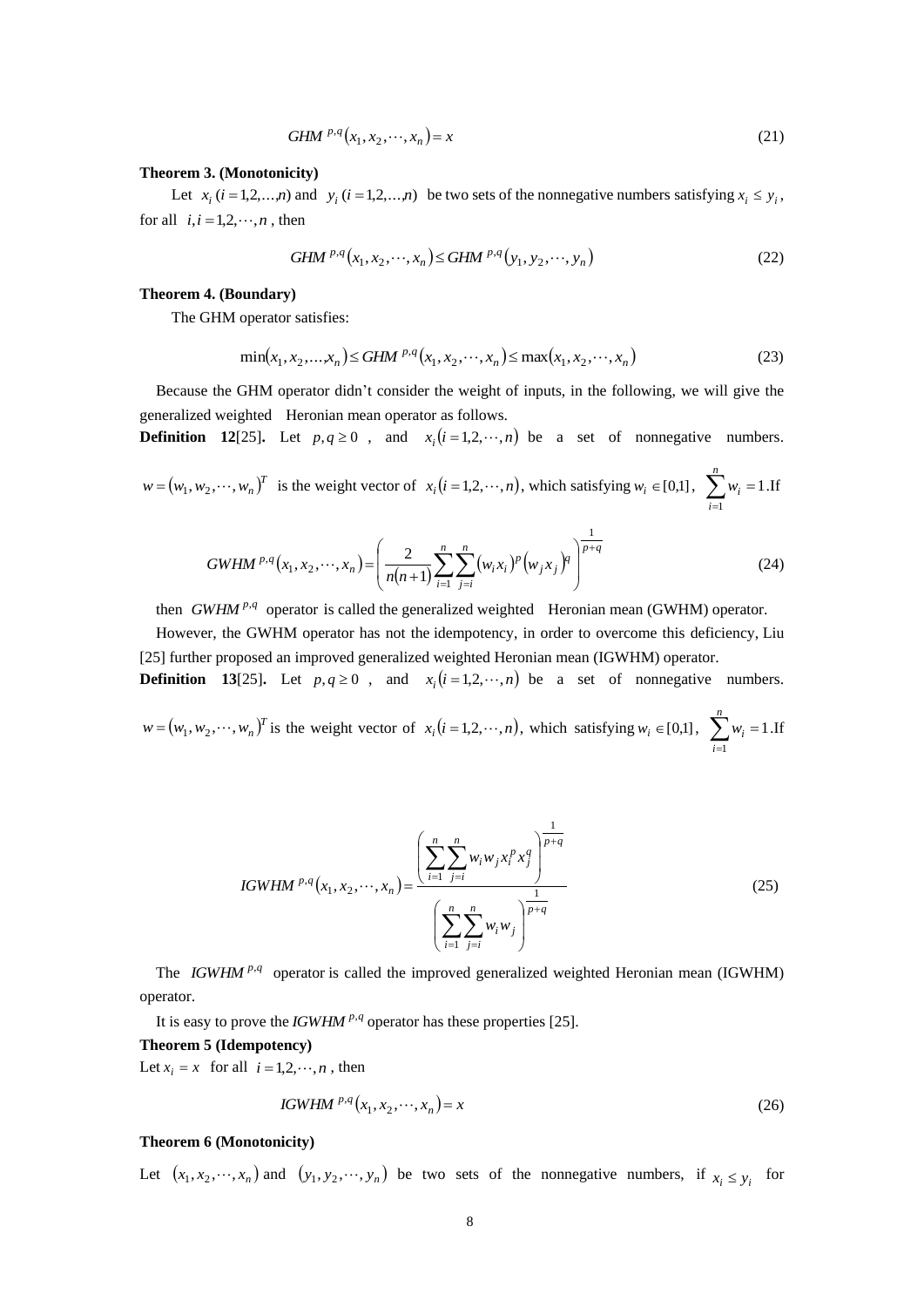$$GHM^{p,q}(x_1, x_2, \cdots, x_n) = x \tag{21}$$

**Theorem 3. (Monotonicity)**

Let $x_i\ (i = 1,2,\ldots,n)$ and $y_i\ (i = 1,2,\ldots,n)$ be two sets of the nonnegative numbers satisfying $x_i \leq y_i$, for all $i, i = 1,2,\cdots,n$, then

$$GHM^{p,q}(x_1, x_2, \cdots, x_n) \leq GHM^{p,q}(y_1, y_2, \cdots, y_n) \tag{22}$$

**Theorem 4. (Boundary)**

The GHM operator satisfies:

$$\min(x_1, x_2, \ldots, x_n) \leq GHM^{p,q}(x_1, x_2, \cdots, x_n) \leq \max(x_1, x_2, \cdots, x_n) \tag{23}$$

Because the GHM operator didn't consider the weight of inputs, in the following, we will give the generalized weighted Heronian mean operator as follows.

**Definition 12**[25]**.** Let $p, q \geq 0$, and $x_i(i = 1,2,\cdots,n)$ be a set of nonnegative numbers. $w = (w_1, w_2, \cdots, w_n)^T$ is the weight vector of $x_i(i = 1,2,\cdots,n)$, which satisfying $w_i \in [0,1]$, $\sum_{i=1}^{n} w_i = 1$.If

$$GWHM^{p,q}(x_1, x_2, \cdots, x_n) = \left( \frac{2}{n(n+1)} \sum_{i=1}^{n} \sum_{j=i}^{n} (w_i x_i)^p (w_j x_j)^q \right)^{\frac{1}{p+q}} \tag{24}$$

then $GWHM^{p,q}$ operator is called the generalized weighted Heronian mean (GWHM) operator.

However, the GWHM operator has not the idempotency, in order to overcome this deficiency, Liu [25] further proposed an improved generalized weighted Heronian mean (IGWHM) operator.

**Definition 13**[25]**.** Let $p, q \geq 0$, and $x_i(i = 1,2,\cdots,n)$ be a set of nonnegative numbers. $w = (w_1, w_2, \cdots, w_n)^T$ is the weight vector of $x_i(i = 1,2,\cdots,n)$, which satisfying $w_i \in [0,1]$, $\sum_{i=1}^{n} w_i = 1$.If

$$IGWHM^{p,q}(x_1, x_2, \cdots, x_n) = \frac{\left( \sum_{i=1}^{n} \sum_{j=i}^{n} w_i w_j x_i^p x_j^q \right)^{\frac{1}{p+q}}}{\left( \sum_{i=1}^{n} \sum_{j=i}^{n} w_i w_j \right)^{\frac{1}{p+q}}} \tag{25}$$

The $IGWHM^{p,q}$ operator is called the improved generalized weighted Heronian mean (IGWHM) operator.

It is easy to prove the $IGWHM^{p,q}$ operator has these properties [25].

**Theorem 5 (Idempotency)**

Let $x_i = x$ for all $i = 1,2,\cdots,n$, then

$$IGWHM^{p,q}(x_1, x_2, \cdots, x_n) = x \tag{26}$$

**Theorem 6 (Monotonicity)**

Let $(x_1, x_2, \cdots, x_n)$ and $(y_1, y_2, \cdots, y_n)$ be two sets of the nonnegative numbers, if $x_i \leq y_i$ for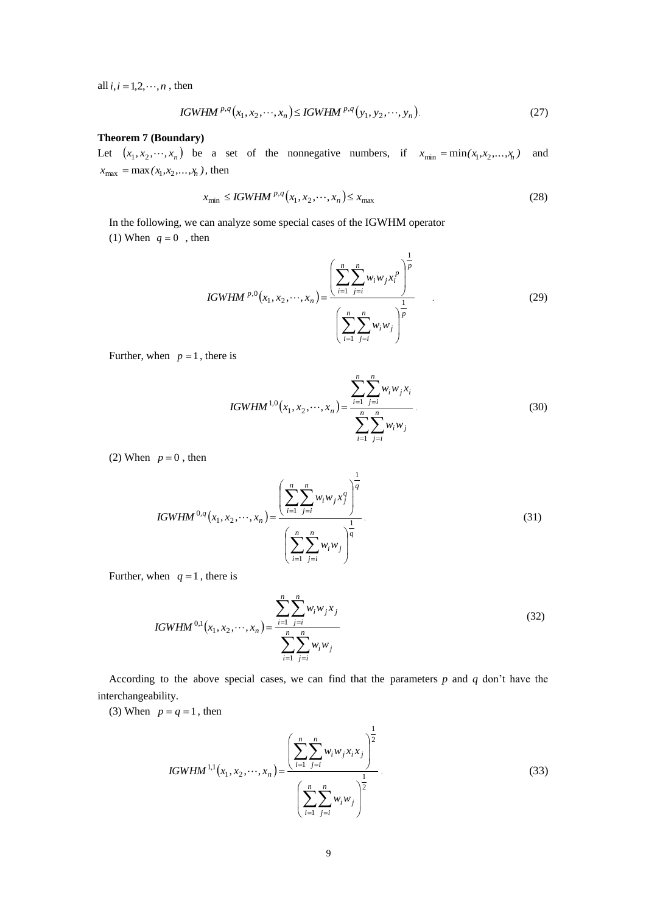all $i, i = 1,2,\cdots,n$ , then

$$IGWHM^{p,q}(x_1, x_2, \cdots, x_n) \le IGWHM^{p,q}(y_1, y_2, \cdots, y_n). \tag{27}$$

**Theorem 7 (Boundary)**

Let $(x_1, x_2, \cdots, x_n)$ be a set of the nonnegative numbers, if $x_{\min} = \min(x_1, x_2, \ldots, x_n)$ and $x_{\max} = \max(x_1, x_2, \ldots, x_n)$, then

$$x_{\min} \le IGWHM^{p,q}(x_1, x_2, \cdots, x_n) \le x_{\max} \tag{28}$$

In the following, we can analyze some special cases of the IGWHM operator

(1) When $q = 0$ , then

$$IGWHM^{p,0}(x_1, x_2, \cdots, x_n) = \frac{\left(\sum_{i=1}^{n}\sum_{j=i}^{n} w_i w_j x_i^p\right)^{\frac{1}{p}}}{\left(\sum_{i=1}^{n}\sum_{j=i}^{n} w_i w_j\right)^{\frac{1}{p}}}. \tag{29}$$

Further, when $p = 1$, there is

$$IGWHM^{1,0}(x_1, x_2, \cdots, x_n) = \frac{\sum_{i=1}^{n}\sum_{j=i}^{n} w_i w_j x_i}{\sum_{i=1}^{n}\sum_{j=i}^{n} w_i w_j}. \tag{30}$$

(2) When $p = 0$ , then

$$IGWHM^{0,q}(x_1, x_2, \cdots, x_n) = \frac{\left(\sum_{i=1}^{n}\sum_{j=i}^{n} w_i w_j x_j^q\right)^{\frac{1}{q}}}{\left(\sum_{i=1}^{n}\sum_{j=i}^{n} w_i w_j\right)^{\frac{1}{q}}}. \tag{31}$$

Further, when $q = 1$ , there is

$$IGWHM^{0,1}(x_1, x_2, \cdots, x_n) = \frac{\sum_{i=1}^{n}\sum_{j=i}^{n} w_i w_j x_j}{\sum_{i=1}^{n}\sum_{j=i}^{n} w_i w_j} \tag{32}$$

According to the above special cases, we can find that the parameters *p* and *q* don't have the interchangeability.

(3) When $p = q = 1$, then

$$IGWHM^{1,1}(x_1, x_2, \cdots, x_n) = \frac{\left(\sum_{i=1}^{n}\sum_{j=i}^{n} w_i w_j x_i x_j\right)^{\frac{1}{2}}}{\left(\sum_{i=1}^{n}\sum_{j=i}^{n} w_i w_j\right)^{\frac{1}{2}}}. \tag{33}$$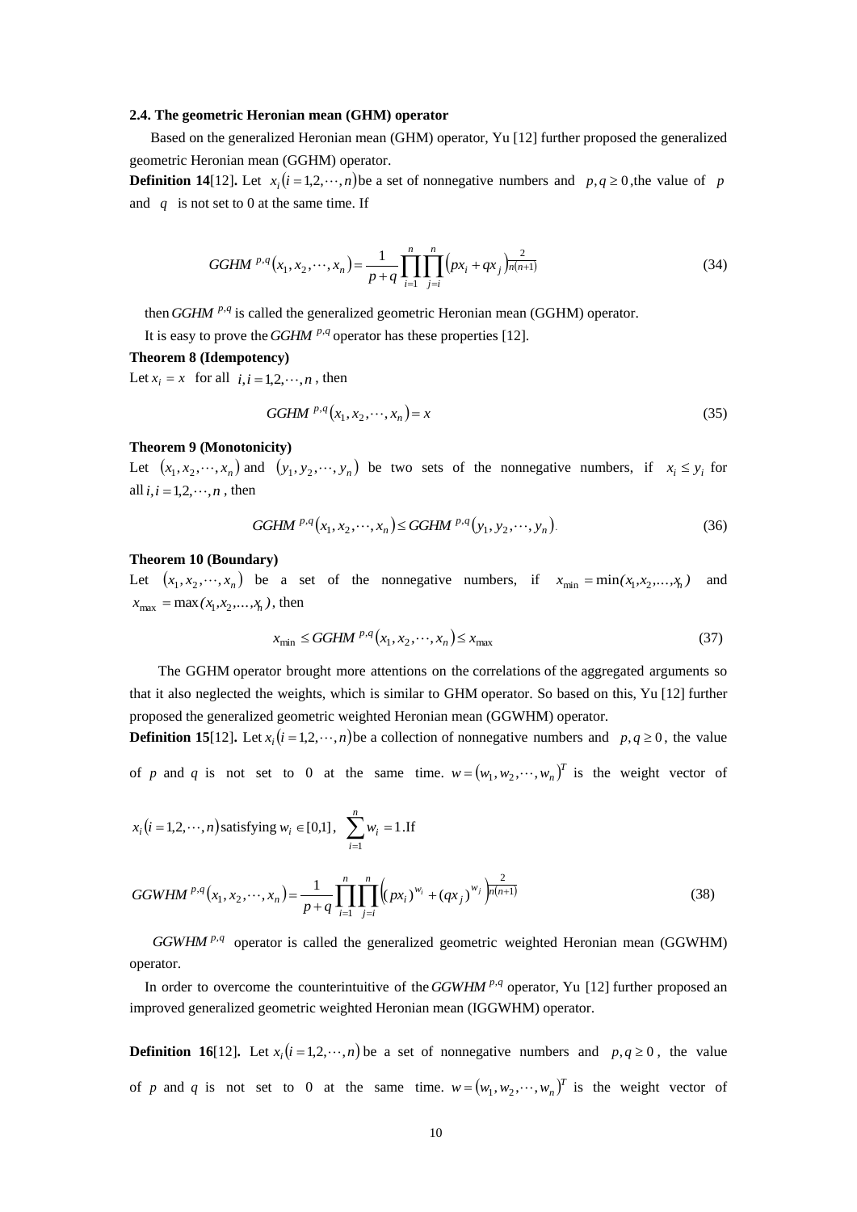### 2.4. The geometric Heronian mean (GHM) operator

Based on the generalized Heronian mean (GHM) operator, Yu [12] further proposed the generalized geometric Heronian mean (GGHM) operator.

**Definition 14**[12]**.** Let $x_i\,(i=1,2,\cdots,n)$ be a set of nonnegative numbers and $p,q\geq 0$, the value of $p$ and $q$ is not set to 0 at the same time. If

$$GGHM^{p,q}(x_1,x_2,\cdots,x_n)=\frac{1}{p+q}\prod_{i=1}^{n}\prod_{j=i}^{n}\left(px_i+qx_j\right)^{\frac{2}{n(n+1)}} \tag{34}$$

then $GGHM^{p,q}$ is called the generalized geometric Heronian mean (GGHM) operator.

It is easy to prove the $GGHM^{p,q}$ operator has these properties [12].

**Theorem 8 (Idempotency)**

Let $x_i = x$ for all $i, i=1,2,\cdots,n$ , then

$$GGHM^{p,q}(x_1,x_2,\cdots,x_n)=x \tag{35}$$

**Theorem 9 (Monotonicity)**

Let $(x_1,x_2,\cdots,x_n)$ and $(y_1,y_2,\cdots,y_n)$ be two sets of the nonnegative numbers, if $x_i\leq y_i$ for all $i, i=1,2,\cdots,n$ , then

$$GGHM^{p,q}(x_1,x_2,\cdots,x_n)\leq GGHM^{p,q}(y_1,y_2,\cdots,y_n). \tag{36}$$

**Theorem 10 (Boundary)**

Let $(x_1,x_2,\cdots,x_n)$ be a set of the nonnegative numbers, if $x_{\min}=\min(x_1,x_2,\ldots,x_n)$ and $x_{\max}=\max(x_1,x_2,\ldots,x_n)$, then

$$x_{\min}\leq GGHM^{p,q}(x_1,x_2,\cdots,x_n)\leq x_{\max} \tag{37}$$

The GGHM operator brought more attentions on the correlations of the aggregated arguments so that it also neglected the weights, which is similar to GHM operator. So based on this, Yu [12] further proposed the generalized geometric weighted Heronian mean (GGWHM) operator.

**Definition 15**[12]**.** Let $x_i\,(i=1,2,\cdots,n)$ be a collection of nonnegative numbers and $p,q\geq 0$, the value of $p$ and $q$ is not set to 0 at the same time. $w=(w_1,w_2,\cdots,w_n)^T$ is the weight vector of $x_i\,(i=1,2,\cdots,n)$ satisfying $w_i\in[0,1]$, $\sum_{i=1}^{n}w_i=1$. If

$$GGWHM^{p,q}(x_1,x_2,\cdots,x_n)=\frac{1}{p+q}\prod_{i=1}^{n}\prod_{j=i}^{n}\left((px_i)^{w_i}+(qx_j)^{w_j}\right)^{\frac{2}{n(n+1)}} \tag{38}$$

$GGWHM^{p,q}$ operator is called the generalized geometric weighted Heronian mean (GGWHM) operator.

In order to overcome the counterintuitive of the $GGWHM^{p,q}$ operator, Yu [12] further proposed an improved generalized geometric weighted Heronian mean (IGGWHM) operator.

**Definition 16**[12]**.** Let $x_i\,(i=1,2,\cdots,n)$ be a set of nonnegative numbers and $p,q\geq 0$, the value of $p$ and $q$ is not set to 0 at the same time. $w=(w_1,w_2,\cdots,w_n)^T$ is the weight vector of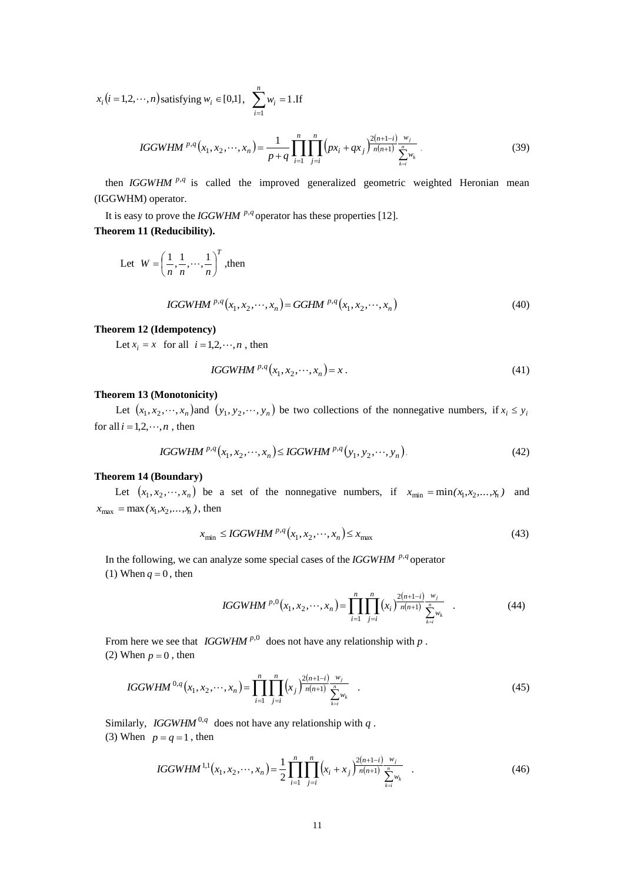$x_i\,(i=1,2,\cdots,n)$ satisfying $w_i \in [0,1]$, $\sum_{i=1}^{n} w_i = 1$. If

$$IGGWHM^{p,q}(x_1,x_2,\cdots,x_n)=\frac{1}{p+q}\prod_{i=1}^{n}\prod_{j=i}^{n}\left(px_i+qx_j\right)^{\frac{2(n+1-i)}{n(n+1)}\frac{w_j}{\sum_{k=i}^{n}w_k}} \quad (39)$$

then $IGGWHM^{p,q}$ is called the improved generalized geometric weighted Heronian mean (IGGWHM) operator.

It is easy to prove the $IGGWHM^{p,q}$ operator has these properties [12].

**Theorem 11 (Reducibility).**

Let $W=\left(\frac{1}{n},\frac{1}{n},\cdots,\frac{1}{n}\right)^T$, then

$$IGGWHM^{p,q}(x_1,x_2,\cdots,x_n)=GGHM^{p,q}(x_1,x_2,\cdots,x_n) \quad (40)$$

**Theorem 12 (Idempotency)**

Let $x_i = x$ for all $i=1,2,\cdots,n$, then

$$IGGWHM^{p,q}(x_1,x_2,\cdots,x_n)=x. \quad (41)$$

**Theorem 13 (Monotonicity)**

Let $(x_1,x_2,\cdots,x_n)$ and $(y_1,y_2,\cdots,y_n)$ be two collections of the nonnegative numbers, if $x_i \le y_i$ for all $i=1,2,\cdots,n$, then

$$IGGWHM^{p,q}(x_1,x_2,\cdots,x_n)\le IGGWHM^{p,q}(y_1,y_2,\cdots,y_n). \quad (42)$$

**Theorem 14 (Boundary)**

Let $(x_1,x_2,\cdots,x_n)$ be a set of the nonnegative numbers, if $x_{\min}=\min(x_1,x_2,\ldots,x_n)$ and $x_{\max}=\max(x_1,x_2,\ldots,x_n)$, then

$$x_{\min}\le IGGWHM^{p,q}(x_1,x_2,\cdots,x_n)\le x_{\max} \quad (43)$$

In the following, we can analyze some special cases of the $IGGWHM^{p,q}$ operator

(1) When $q=0$, then

$$IGGWHM^{p,0}(x_1,x_2,\cdots,x_n)=\prod_{i=1}^{n}\prod_{j=i}^{n}\left(x_i\right)^{\frac{2(n+1-i)}{n(n+1)}\frac{w_j}{\sum_{k=i}^{n}w_k}}. \quad (44)$$

From here we see that $IGGWHM^{p,0}$ does not have any relationship with $p$.

(2) When $p=0$, then

$$IGGWHM^{0,q}(x_1,x_2,\cdots,x_n)=\prod_{i=1}^{n}\prod_{j=i}^{n}\left(x_j\right)^{\frac{2(n+1-i)}{n(n+1)}\frac{w_j}{\sum_{k=i}^{n}w_k}}. \quad (45)$$

Similarly, $IGGWHM^{0,q}$ does not have any relationship with $q$.

(3) When $p=q=1$, then

$$IGGWHM^{1,1}(x_1,x_2,\cdots,x_n)=\frac{1}{2}\prod_{i=1}^{n}\prod_{j=i}^{n}\left(x_i+x_j\right)^{\frac{2(n+1-i)}{n(n+1)}\frac{w_j}{\sum_{k=i}^{n}w_k}}. \quad (46)$$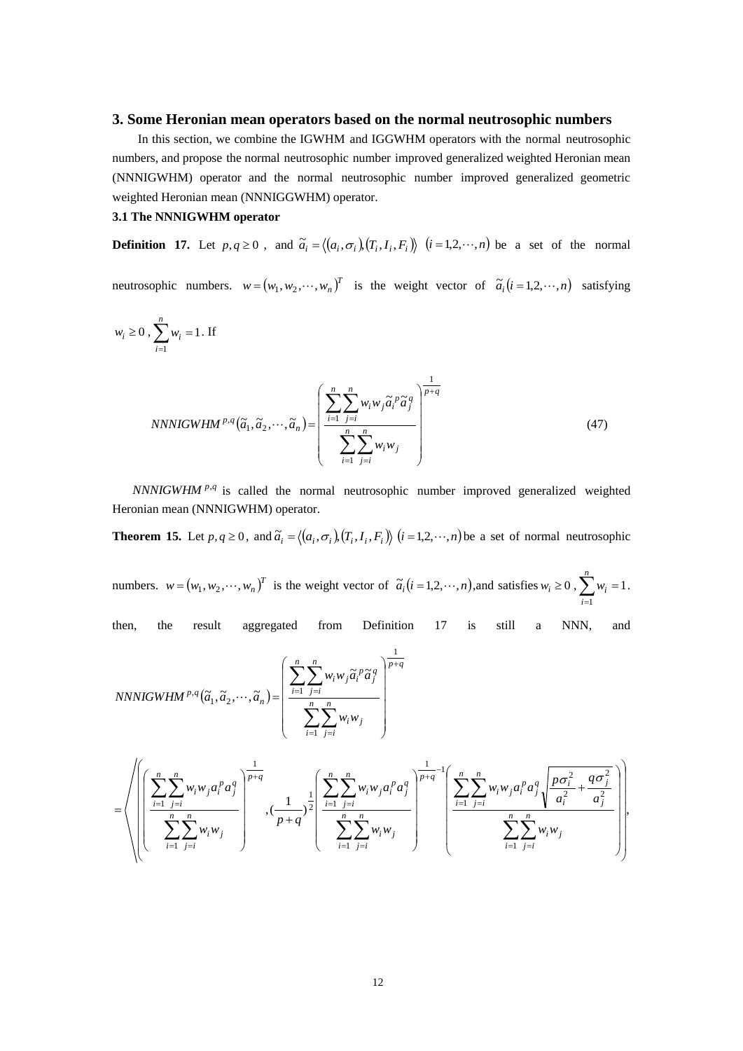## 3. Some Heronian mean operators based on the normal neutrosophic numbers

In this section, we combine the IGWHM and IGGWHM operators with the normal neutrosophic numbers, and propose the normal neutrosophic number improved generalized weighted Heronian mean (NNNIGWHM) operator and the normal neutrosophic number improved generalized geometric weighted Heronian mean (NNNIGGWHM) operator.

### 3.1 The NNNIGWHM operator

**Definition 17.** Let $p,q \geq 0$, and $\tilde{a}_i = \langle (a_i, \sigma_i), (T_i, I_i, F_i) \rangle$ $(i = 1,2,\cdots,n)$ be a set of the normal neutrosophic numbers. $w = (w_1, w_2, \cdots, w_n)^T$ is the weight vector of $\tilde{a}_i (i = 1,2,\cdots,n)$ satisfying $w_i \geq 0$, $\sum_{i=1}^{n} w_i = 1$. If

$$NNNIGWHM^{p,q}(\tilde{a}_1, \tilde{a}_2, \cdots, \tilde{a}_n) = \left( \frac{\sum_{i=1}^{n}\sum_{j=i}^{n} w_i w_j \tilde{a}_i^{\,p} \tilde{a}_j^{\,q}}{\sum_{i=1}^{n}\sum_{j=i}^{n} w_i w_j} \right)^{\frac{1}{p+q}} \tag{47}$$

$NNNIGWHM^{p,q}$ is called the normal neutrosophic number improved generalized weighted Heronian mean (NNNIGWHM) operator.

**Theorem 15.** Let $p,q \geq 0$, and $\tilde{a}_i = \langle (a_i, \sigma_i), (T_i, I_i, F_i) \rangle$ $(i = 1,2,\cdots,n)$ be a set of normal neutrosophic numbers. $w = (w_1, w_2, \cdots, w_n)^T$ is the weight vector of $\tilde{a}_i (i = 1,2,\cdots,n)$, and satisfies $w_i \geq 0$, $\sum_{i=1}^{n} w_i = 1$. then, the result aggregated from Definition 17 is still a NNN, and

$$NNNIGWHM^{p,q}(\tilde{a}_1, \tilde{a}_2, \cdots, \tilde{a}_n) = \left( \frac{\sum_{i=1}^{n}\sum_{j=i}^{n} w_i w_j \tilde{a}_i^{\,p} \tilde{a}_j^{\,q}}{\sum_{i=1}^{n}\sum_{j=i}^{n} w_i w_j} \right)^{\frac{1}{p+q}}$$

$$= \left\langle \left( \left( \frac{\sum_{i=1}^{n}\sum_{j=i}^{n} w_i w_j a_i^p a_j^q}{\sum_{i=1}^{n}\sum_{j=i}^{n} w_i w_j} \right)^{\frac{1}{p+q}}, \left(\frac{1}{p+q}\right)^{\frac{1}{2}} \left( \frac{\sum_{i=1}^{n}\sum_{j=i}^{n} w_i w_j a_i^p a_j^q}{\sum_{i=1}^{n}\sum_{j=i}^{n} w_i w_j} \right)^{\frac{1}{p+q}-1} \left( \frac{\sum_{i=1}^{n}\sum_{j=i}^{n} w_i w_j a_i^p a_j^q \sqrt{\frac{p\sigma_i^2}{a_i^2} + \frac{q\sigma_j^2}{a_j^2}}}{\sum_{i=1}^{n}\sum_{j=i}^{n} w_i w_j} \right) \right), \right.$$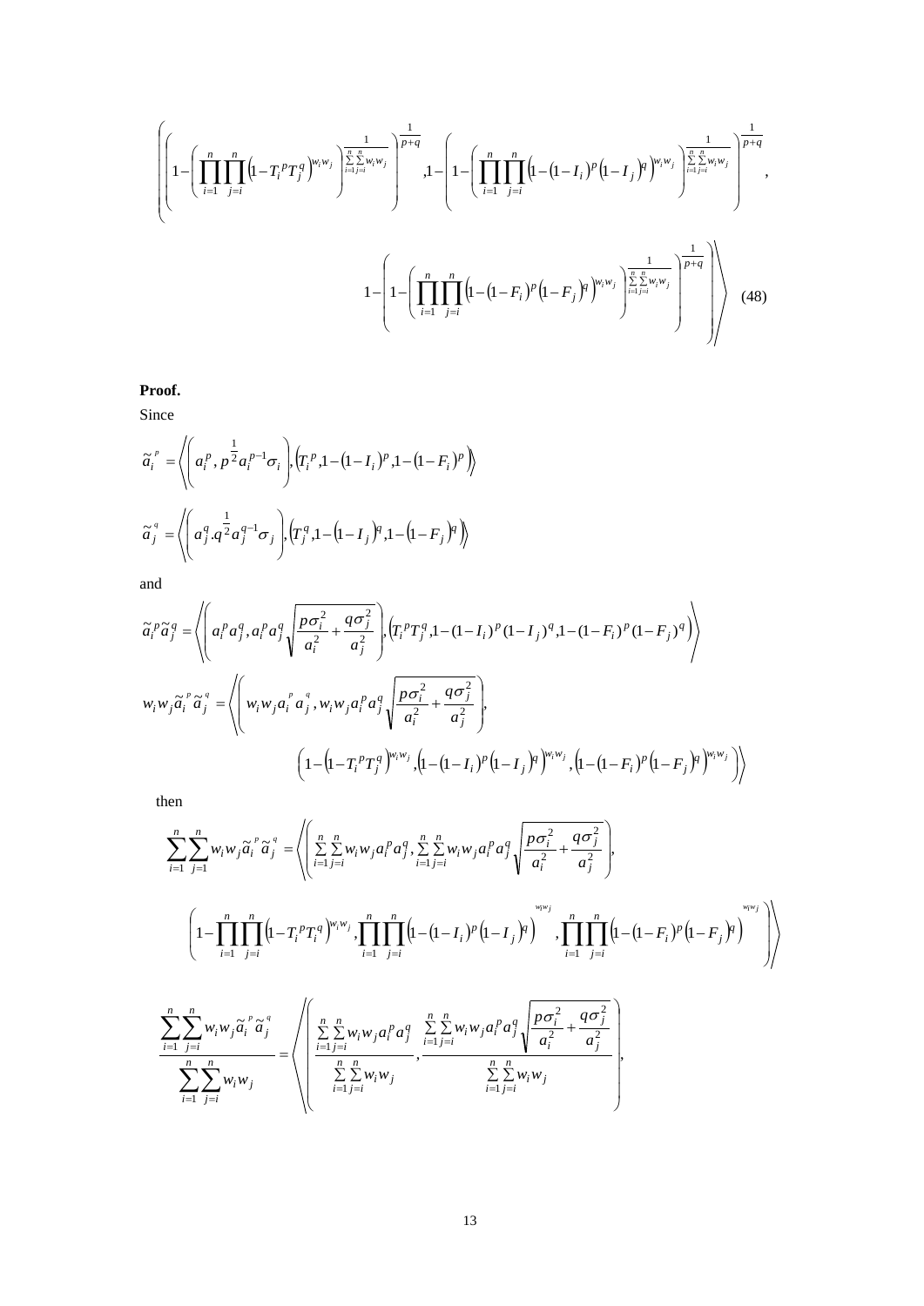$$\left\langle \left( 1-\left( \prod_{i=1}^{n}\prod_{j=i}^{n}\left(1-T_i^{\,p}T_j^{\,q}\right)^{w_iw_j} \right)^{\frac{1}{\sum_{i=1}^{n}\sum_{j=i}^{n}w_iw_j}} \right)^{\frac{1}{p+q}}, 1-\left( 1-\left( \prod_{i=1}^{n}\prod_{j=i}^{n}\left(1-\left(1-I_i\right)^p\left(1-I_j\right)^q\right)^{w_iw_j} \right)^{\frac{1}{\sum_{i=1}^{n}\sum_{j=i}^{n}w_iw_j}} \right)^{\frac{1}{p+q}}, \right.$$

$$\left. 1-\left( 1-\left( \prod_{i=1}^{n}\prod_{j=i}^{n}\left(1-\left(1-F_i\right)^p\left(1-F_j\right)^q\right)^{w_iw_j} \right)^{\frac{1}{\sum_{i=1}^{n}\sum_{j=i}^{n}w_iw_j}} \right)^{\frac{1}{p+q}} \right\rangle \quad (48)$$

**Proof.**

Since

$$\tilde{a}_i^{\,p} = \left\langle \left( a_i^p, p^{\frac{1}{2}} a_i^{p-1}\sigma_i \right), \left( T_i^{\,p}, 1-\left(1-I_i\right)^p, 1-\left(1-F_i\right)^p \right) \right\rangle$$

$$\tilde{a}_j^{\,q} = \left\langle \left( a_j^q . q^{\frac{1}{2}} a_j^{q-1}\sigma_j \right), \left( T_j^{\,q}, 1-\left(1-I_j\right)^q, 1-\left(1-F_j\right)^q \right) \right\rangle$$

and

$$\tilde{a}_i^{\,p}\tilde{a}_j^{\,q} = \left\langle \left( a_i^p a_j^q, a_i^p a_j^q \sqrt{\frac{p\sigma_i^2}{a_i^2}+\frac{q\sigma_j^2}{a_j^2}} \right), \left( T_i^{\,p}T_j^{\,q}, 1-(1-I_i)^p(1-I_j)^q, 1-(1-F_i)^p(1-F_j)^q \right) \right\rangle$$

$$w_iw_j\tilde{a}_i^{\,p}\tilde{a}_j^{\,q} = \left\langle \left( w_iw_j a_i^p a_j^q, w_iw_j a_i^p a_j^q \sqrt{\frac{p\sigma_i^2}{a_i^2}+\frac{q\sigma_j^2}{a_j^2}} \right), \right.$$

$$\left. \left( 1-\left(1-T_i^{\,p}T_j^{\,q}\right)^{w_iw_j}, \left(1-\left(1-I_i\right)^p\left(1-I_j\right)^q\right)^{w_iw_j}, \left(1-\left(1-F_i\right)^p\left(1-F_j\right)^q\right)^{w_iw_j} \right) \right\rangle$$

then

$$\sum_{i=1}^{n}\sum_{j=1}^{n} w_iw_j\tilde{a}_i^{\,p}\tilde{a}_j^{\,q} = \left\langle \left( \sum_{i=1}^{n}\sum_{j=i}^{n} w_iw_j a_i^p a_j^q, \sum_{i=1}^{n}\sum_{j=i}^{n} w_iw_j a_i^p a_j^q \sqrt{\frac{p\sigma_i^2}{a_i^2}+\frac{q\sigma_j^2}{a_j^2}} \right), \right.$$

$$\left. \left( 1-\prod_{i=1}^{n}\prod_{j=i}^{n}\left(1-T_i^{\,p}T_i^{\,q}\right)^{w_iw_j}, \prod_{i=1}^{n}\prod_{j=i}^{n}\left(1-\left(1-I_i\right)^p\left(1-I_j\right)^q\right)^{w_iw_j}, \prod_{i=1}^{n}\prod_{j=i}^{n}\left(1-\left(1-F_i\right)^p\left(1-F_j\right)^q\right)^{w_iw_j} \right) \right\rangle$$

$$\frac{\sum_{i=1}^{n}\sum_{j=i}^{n} w_iw_j\tilde{a}_i^{\,p}\tilde{a}_j^{\,q}}{\sum_{i=1}^{n}\sum_{j=i}^{n} w_iw_j} = \left\langle \left( \frac{\sum_{i=1}^{n}\sum_{j=i}^{n} w_iw_j a_i^p a_j^q}{\sum_{i=1}^{n}\sum_{j=i}^{n} w_iw_j}, \frac{\sum_{i=1}^{n}\sum_{j=i}^{n} w_iw_j a_i^p a_j^q \sqrt{\frac{p\sigma_i^2}{a_i^2}+\frac{q\sigma_j^2}{a_j^2}}}{\sum_{i=1}^{n}\sum_{j=i}^{n} w_iw_j} \right), \right.$$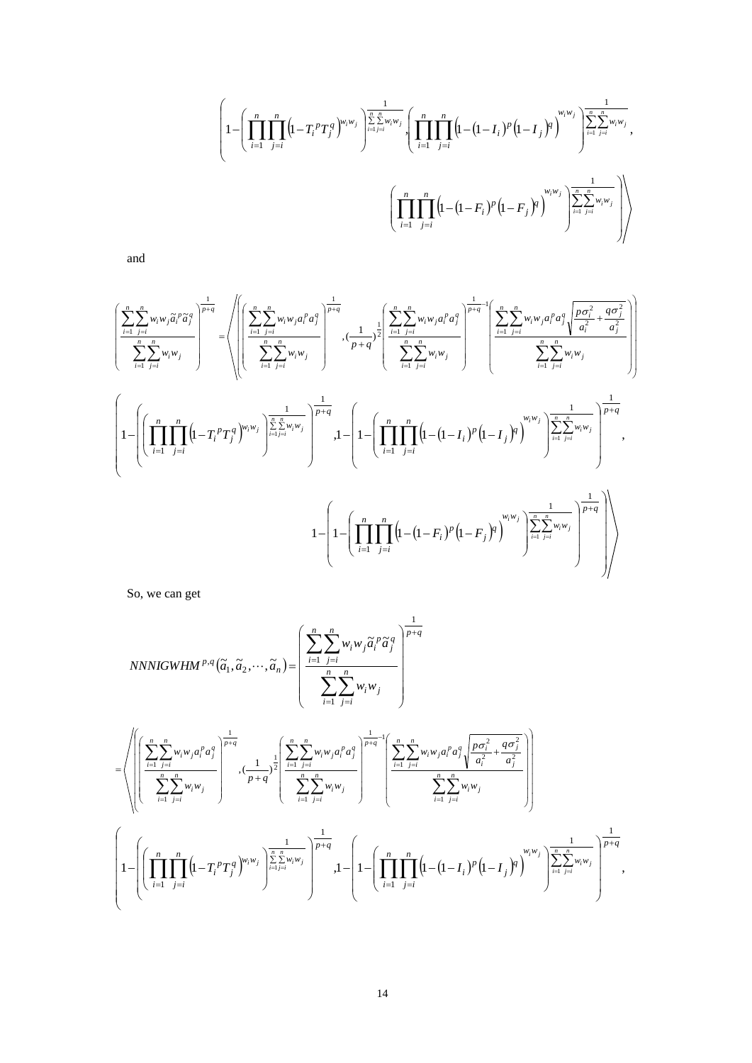$$\left\langle 1-\left(\prod_{i=1}^{n}\prod_{j=i}^{n}\left(1-T_i^{\,p}T_j^{\,q}\right)^{w_i w_j}\right)^{\frac{1}{\sum_{i=1}^{n}\sum_{j=i}^{n} w_i w_j}}, \left(\prod_{i=1}^{n}\prod_{j=i}^{n}\left(1-\left(1-I_i\right)^p\left(1-I_j\right)^q\right)^{w_i w_j}\right)^{\frac{1}{\sum_{i=1}^{n}\sum_{j=i}^{n} w_i w_j}},\right.$$

$$\left.\left(\prod_{i=1}^{n}\prod_{j=i}^{n}\left(1-\left(1-F_i\right)^p\left(1-F_j\right)^q\right)^{w_i w_j}\right)^{\frac{1}{\sum_{i=1}^{n}\sum_{j=i}^{n} w_i w_j}}\right\rangle$$

and

$$\left(\frac{\sum_{i=1}^{n}\sum_{j=i}^{n} w_i w_j \tilde{a}_i^{\,p}\tilde{a}_j^{\,q}}{\sum_{i=1}^{n}\sum_{j=i}^{n} w_i w_j}\right)^{\frac{1}{p+q}} = \left\langle \left( \left(\frac{\sum_{i=1}^{n}\sum_{j=i}^{n} w_i w_j a_i^{\,p} a_j^{\,q}}{\sum_{i=1}^{n}\sum_{j=i}^{n} w_i w_j}\right)^{\frac{1}{p+q}}, \left(\frac{1}{p+q}\right)^{\frac{1}{2}} \left(\frac{\sum_{i=1}^{n}\sum_{j=i}^{n} w_i w_j a_i^{\,p} a_j^{\,q}}{\sum_{i=1}^{n}\sum_{j=i}^{n} w_i w_j}\right)^{\frac{1}{p+q}-1} \left(\frac{\sum_{i=1}^{n}\sum_{j=i}^{n} w_i w_j a_i^{\,p} a_j^{\,q}\sqrt{\frac{p\sigma_i^2}{a_i^2}+\frac{q\sigma_j^2}{a_j^2}}}{\sum_{i=1}^{n}\sum_{j=i}^{n} w_i w_j}\right)\right)\right.$$

$$\left(1-\left(\left(\prod_{i=1}^{n}\prod_{j=i}^{n}\left(1-T_i^{\,p}T_j^{\,q}\right)^{w_i w_j}\right)^{\frac{1}{\sum_{i=1}^{n}\sum_{j=i}^{n} w_i w_j}}\right)^{\frac{1}{p+q}}, 1-\left(1-\left(\prod_{i=1}^{n}\prod_{j=i}^{n}\left(1-\left(1-I_i\right)^p\left(1-I_j\right)^q\right)^{w_i w_j}\right)^{\frac{1}{\sum_{i=1}^{n}\sum_{j=i}^{n} w_i w_j}}\right)^{\frac{1}{p+q}},\right.$$

$$\left.\left. 1-\left(1-\left(\prod_{i=1}^{n}\prod_{j=i}^{n}\left(1-\left(1-F_i\right)^p\left(1-F_j\right)^q\right)^{w_i w_j}\right)^{\frac{1}{\sum_{i=1}^{n}\sum_{j=i}^{n} w_i w_j}}\right)^{\frac{1}{p+q}}\right)\right\rangle$$

So, we can get

$$NNNIGWHM^{p,q}\left(\tilde{a}_1, \tilde{a}_2, \cdots, \tilde{a}_n\right) = \left(\frac{\sum_{i=1}^{n}\sum_{j=i}^{n} w_i w_j \tilde{a}_i^{\,p}\tilde{a}_j^{\,q}}{\sum_{i=1}^{n}\sum_{j=i}^{n} w_i w_j}\right)^{\frac{1}{p+q}}$$

$$= \left\langle \left( \left(\frac{\sum_{i=1}^{n}\sum_{j=i}^{n} w_i w_j a_i^{\,p} a_j^{\,q}}{\sum_{i=1}^{n}\sum_{j=i}^{n} w_i w_j}\right)^{\frac{1}{p+q}}, \left(\frac{1}{p+q}\right)^{\frac{1}{2}} \left(\frac{\sum_{i=1}^{n}\sum_{j=i}^{n} w_i w_j a_i^{\,p} a_j^{\,q}}{\sum_{i=1}^{n}\sum_{j=i}^{n} w_i w_j}\right)^{\frac{1}{p+q}-1} \left(\frac{\sum_{i=1}^{n}\sum_{j=i}^{n} w_i w_j a_i^{\,p} a_j^{\,q}\sqrt{\frac{p\sigma_i^2}{a_i^2}+\frac{q\sigma_j^2}{a_j^2}}}{\sum_{i=1}^{n}\sum_{j=i}^{n} w_i w_j}\right)\right)\right.$$

$$\left(1-\left(\left(\prod_{i=1}^{n}\prod_{j=i}^{n}\left(1-T_i^{\,p}T_j^{\,q}\right)^{w_i w_j}\right)^{\frac{1}{\sum_{i=1}^{n}\sum_{j=i}^{n} w_i w_j}}\right)^{\frac{1}{p+q}}, 1-\left(1-\left(\prod_{i=1}^{n}\prod_{j=i}^{n}\left(1-\left(1-I_i\right)^p\left(1-I_j\right)^q\right)^{w_i w_j}\right)^{\frac{1}{\sum_{i=1}^{n}\sum_{j=i}^{n} w_i w_j}}\right)^{\frac{1}{p+q}},\right.$$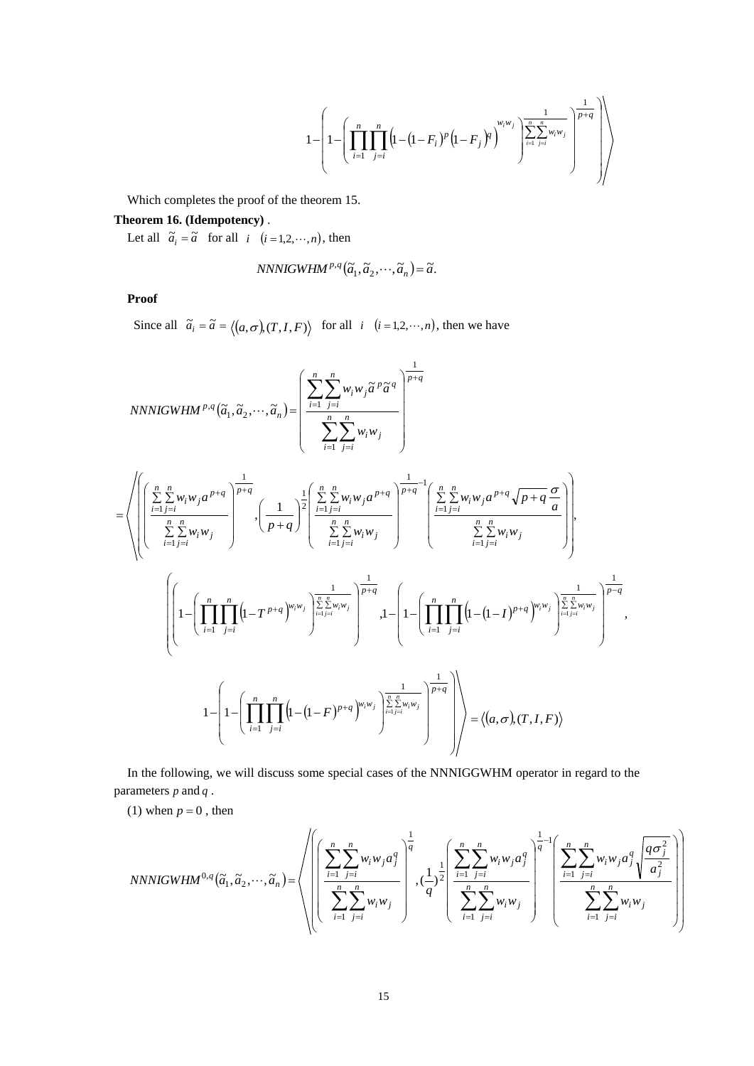$$1-\left(1-\left(\prod_{i=1}^{n}\prod_{j=i}^{n}\left(1-\left(1-F_i\right)^p\left(1-F_j\right)^q\right)^{w_i w_j}\right)^{\frac{1}{\sum_{i=1}^{n}\sum_{j=i}^{n} w_i w_j}}\right)^{\frac{1}{p+q}}\right)\Bigg\rangle$$

Which completes the proof of the theorem 15.

**Theorem 16. (Idempotency)** .

Let all $\tilde{a}_i = \tilde{a}$ for all $i$ $(i = 1,2,\cdots,n)$, then

$$NNNIGWHM^{p,q}(\tilde{a}_1, \tilde{a}_2, \cdots, \tilde{a}_n) = \tilde{a}.$$

**Proof**

Since all $\tilde{a}_i = \tilde{a} = \langle (a,\sigma),(T,I,F)\rangle$ for all $i$ $(i = 1,2,\cdots,n)$, then we have

$$NNNIGWHM^{p,q}(\tilde{a}_1, \tilde{a}_2, \cdots, \tilde{a}_n) = \left(\frac{\sum_{i=1}^{n}\sum_{j=i}^{n} w_i w_j \tilde{a}^p \tilde{a}^q}{\sum_{i=1}^{n}\sum_{j=i}^{n} w_i w_j}\right)^{\frac{1}{p+q}}$$

$$= \left\langle \left( \left(\frac{\sum_{i=1}^{n}\sum_{j=i}^{n} w_i w_j a^{p+q}}{\sum_{i=1}^{n}\sum_{j=i}^{n} w_i w_j}\right)^{\frac{1}{p+q}}, \left(\frac{1}{p+q}\right)^{\frac{1}{2}} \left(\frac{\sum_{i=1}^{n}\sum_{j=i}^{n} w_i w_j a^{p+q}}{\sum_{i=1}^{n}\sum_{j=i}^{n} w_i w_j}\right)^{\frac{1}{p+q}-1} \left(\frac{\sum_{i=1}^{n}\sum_{j=i}^{n} w_i w_j a^{p+q}\sqrt{p+q}\,\frac{\sigma}{a}}{\sum_{i=1}^{n}\sum_{j=i}^{n} w_i w_j}\right) \right), \right.$$

$$\left( \left(1-\left(\prod_{i=1}^{n}\prod_{j=i}^{n}\left(1-T^{p+q}\right)^{w_i w_j}\right)^{\frac{1}{\sum_{i=1}^{n}\sum_{j=i}^{n} w_i w_j}}\right)^{\frac{1}{p+q}}, 1-\left(1-\left(\prod_{i=1}^{n}\prod_{j=i}^{n}\left(1-\left(1-I\right)^{p+q}\right)^{w_i w_j}\right)^{\frac{1}{\sum_{i=1}^{n}\sum_{j=i}^{n} w_i w_j}}\right)^{\frac{1}{p-q}}, \right.$$

$$\left. \left. 1-\left(1-\left(\prod_{i=1}^{n}\prod_{j=i}^{n}\left(1-\left(1-F\right)^{p+q}\right)^{w_i w_j}\right)^{\frac{1}{\sum_{i=1}^{n}\sum_{j=i}^{n} w_i w_j}}\right)^{\frac{1}{p+q}} \right) \right\rangle = \langle (a,\sigma),(T,I,F)\rangle$$

In the following, we will discuss some special cases of the NNNIGGWHM operator in regard to the parameters $p$ and $q$ .

(1) when $p = 0$ , then

$$NNNIGWHM^{0,q}(\tilde{a}_1, \tilde{a}_2, \cdots, \tilde{a}_n) = \left\langle \left( \left(\frac{\sum_{i=1}^{n}\sum_{j=i}^{n} w_i w_j a_j^q}{\sum_{i=1}^{n}\sum_{j=i}^{n} w_i w_j}\right)^{\frac{1}{q}}, \left(\frac{1}{q}\right)^{\frac{1}{2}} \left(\frac{\sum_{i=1}^{n}\sum_{j=i}^{n} w_i w_j a_j^q}{\sum_{i=1}^{n}\sum_{j=i}^{n} w_i w_j}\right)^{\frac{1}{q}-1} \left(\frac{\sum_{i=1}^{n}\sum_{j=i}^{n} w_i w_j a_j^q \sqrt{\frac{q\sigma_j^2}{a_j^2}}}{\sum_{i=1}^{n}\sum_{j=i}^{n} w_i w_j}\right) \right) \right.$$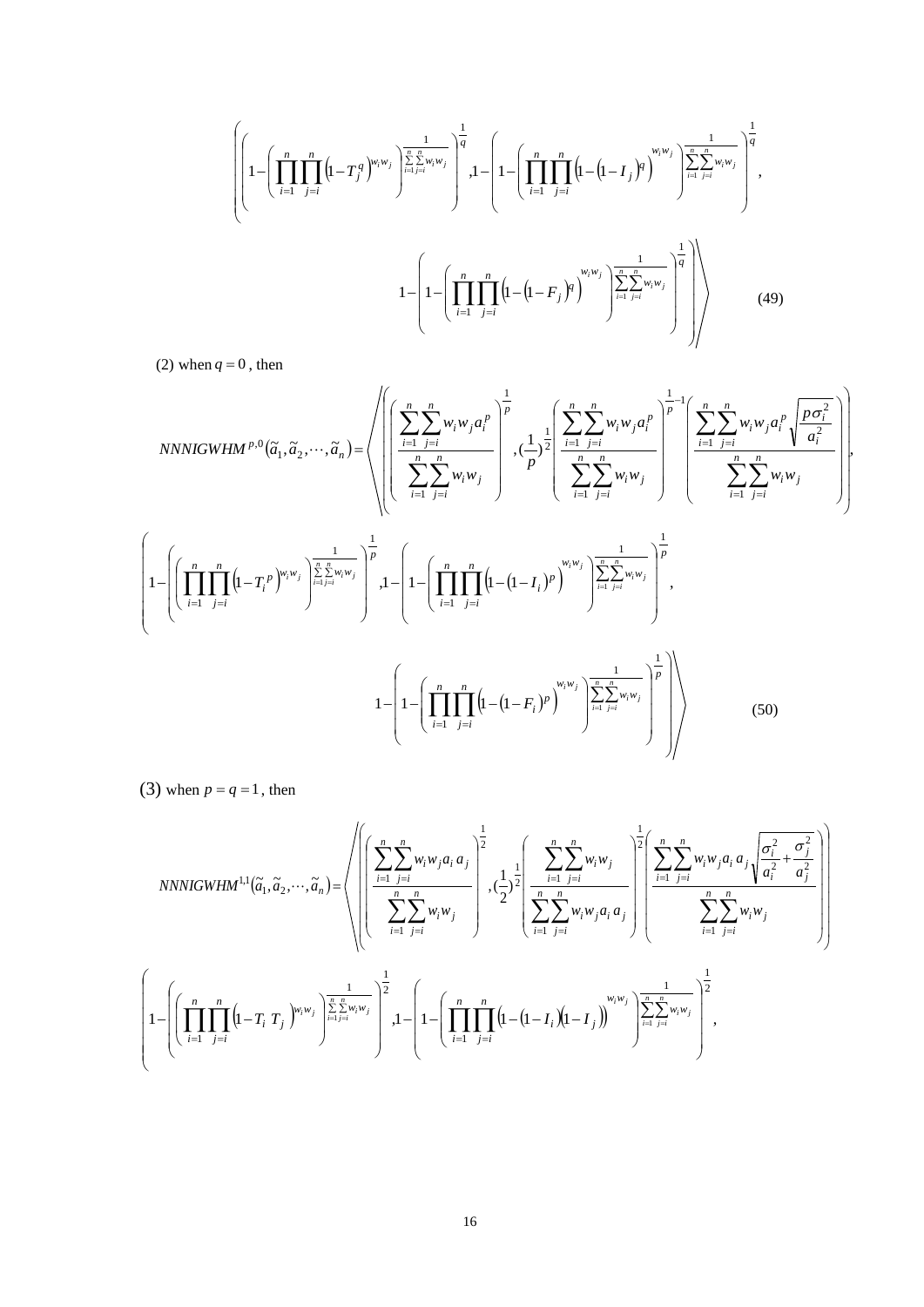$$\left\langle \left( 1-\left( \prod_{i=1}^{n}\prod_{j=i}^{n}\left(1-T_j^{\,q}\right)^{w_i w_j} \right)^{\frac{1}{\sum_{i=1}^{n}\sum_{j=i}^{n} w_i w_j}} \right)^{\frac{1}{q}}, 1-\left( 1-\left( \prod_{i=1}^{n}\prod_{j=i}^{n}\left(1-\left(1-I_j\right)^{q}\right)^{w_i w_j} \right)^{\frac{1}{\sum_{i=1}^{n}\sum_{j=i}^{n} w_i w_j}} \right)^{\frac{1}{q}}, \right.$$

$$\left. 1-\left( 1-\left( \prod_{i=1}^{n}\prod_{j=i}^{n}\left(1-\left(1-F_j\right)^{q}\right)^{w_i w_j} \right)^{\frac{1}{\sum_{i=1}^{n}\sum_{j=i}^{n} w_i w_j}} \right)^{\frac{1}{q}} \right\rangle \qquad (49)$$

(2) when $q=0$, then

$$NNNIGWHM^{p,0}\left(\tilde{a}_1,\tilde{a}_2,\cdots,\tilde{a}_n\right)=\left\langle \left( \left( \frac{\sum_{i=1}^{n}\sum_{j=i}^{n} w_i w_j a_i^{p}}{\sum_{i=1}^{n}\sum_{j=i}^{n} w_i w_j} \right)^{\frac{1}{p}}, \left(\frac{1}{p}\right)^{\frac{1}{2}} \left( \frac{\sum_{i=1}^{n}\sum_{j=i}^{n} w_i w_j a_i^{p}}{\sum_{i=1}^{n}\sum_{j=i}^{n} w_i w_j} \right)^{\frac{1}{p}-1} \left( \frac{\sum_{i=1}^{n}\sum_{j=i}^{n} w_i w_j a_i^{p}\sqrt{\frac{p\sigma_i^2}{a_i^2}}}{\sum_{i=1}^{n}\sum_{j=i}^{n} w_i w_j} \right) \right), \right.$$

$$\left( 1-\left( \left( \prod_{i=1}^{n}\prod_{j=i}^{n}\left(1-T_i^{\,p}\right)^{w_i w_j} \right)^{\frac{1}{\sum_{i=1}^{n}\sum_{j=i}^{n} w_i w_j}} \right)^{\frac{1}{p}}, 1-\left( 1-\left( \prod_{i=1}^{n}\prod_{j=i}^{n}\left(1-\left(1-I_i\right)^{p}\right)^{w_i w_j} \right)^{\frac{1}{\sum_{i=1}^{n}\sum_{j=i}^{n} w_i w_j}} \right)^{\frac{1}{p}}, \right.$$

$$\left. \left. 1-\left( 1-\left( \prod_{i=1}^{n}\prod_{j=i}^{n}\left(1-\left(1-F_i\right)^{p}\right)^{w_i w_j} \right)^{\frac{1}{\sum_{i=1}^{n}\sum_{j=i}^{n} w_i w_j}} \right)^{\frac{1}{p}} \right) \right\rangle \qquad (50)$$

(3) when $p=q=1$, then

$$NNNIGWHM^{1,1}\left(\tilde{a}_1,\tilde{a}_2,\cdots,\tilde{a}_n\right)=\left\langle \left( \left( \frac{\sum_{i=1}^{n}\sum_{j=i}^{n} w_i w_j a_i a_j}{\sum_{i=1}^{n}\sum_{j=i}^{n} w_i w_j} \right)^{\frac{1}{2}}, \left(\frac{1}{2}\right)^{\frac{1}{2}} \left( \frac{\sum_{i=1}^{n}\sum_{j=i}^{n} w_i w_j}{\sum_{i=1}^{n}\sum_{j=i}^{n} w_i w_j a_i a_j} \right)^{\frac{1}{2}} \left( \frac{\sum_{i=1}^{n}\sum_{j=i}^{n} w_i w_j a_i a_j\sqrt{\frac{\sigma_i^2}{a_i^2}+\frac{\sigma_j^2}{a_j^2}}}{\sum_{i=1}^{n}\sum_{j=i}^{n} w_i w_j} \right) \right) \right.$$

$$\left( 1-\left( \left( \prod_{i=1}^{n}\prod_{j=i}^{n}\left(1-T_i\,T_j\right)^{w_i w_j} \right)^{\frac{1}{\sum_{i=1}^{n}\sum_{j=i}^{n} w_i w_j}} \right)^{\frac{1}{2}}, 1-\left( 1-\left( \prod_{i=1}^{n}\prod_{j=i}^{n}\left(1-\left(1-I_i\right)\left(1-I_j\right)\right)^{w_i w_j} \right)^{\frac{1}{\sum_{i=1}^{n}\sum_{j=i}^{n} w_i w_j}} \right)^{\frac{1}{2}}, \right.$$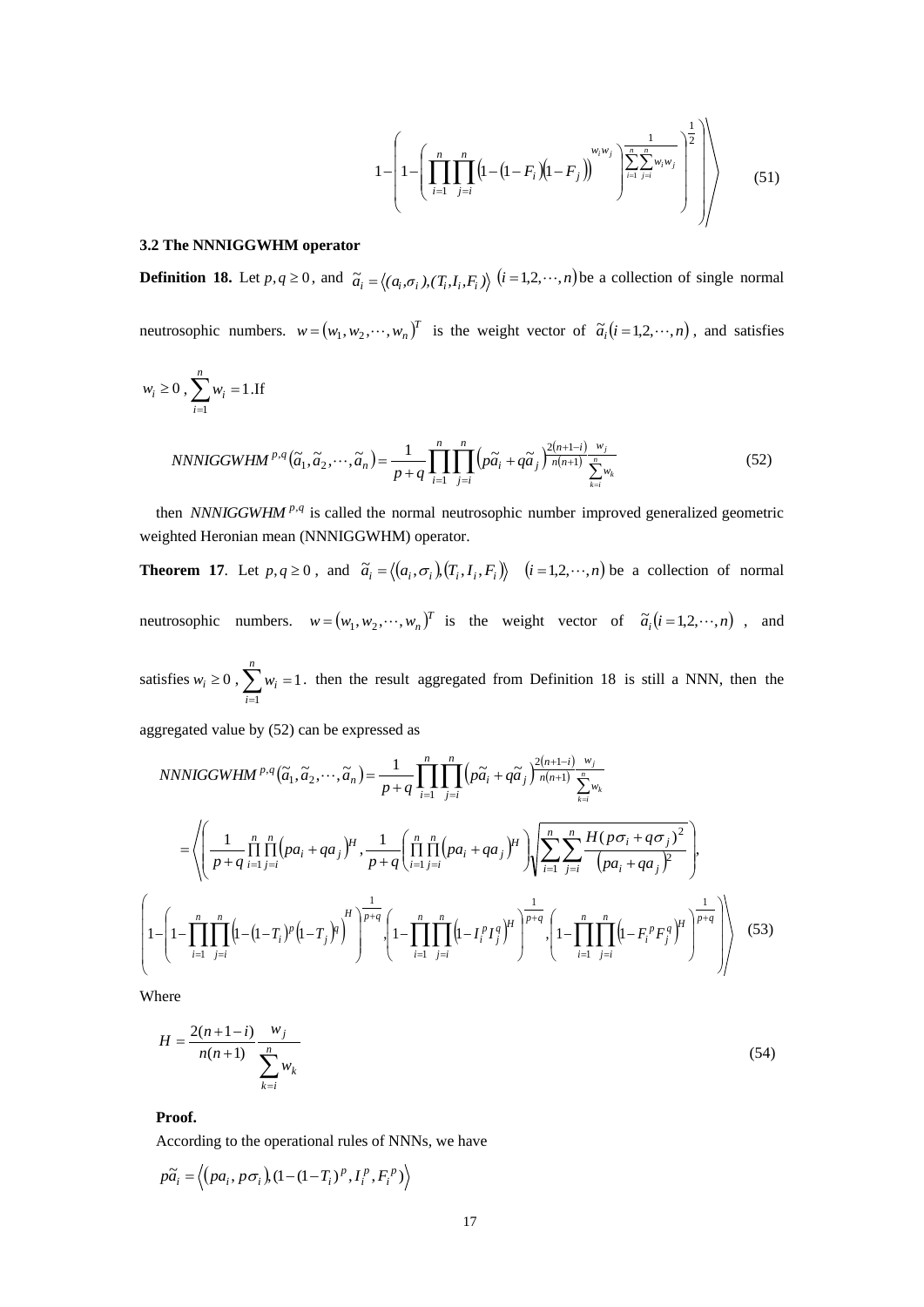$$1-\left(1-\left(\prod_{i=1}^{n}\prod_{j=i}^{n}\left(1-(1-F_i)(1-F_j)\right)^{w_iw_j}\right)^{\frac{1}{\sum_{i=1}^{n}\sum_{j=i}^{n}w_iw_j}}\right)^{\frac{1}{2}}\Bigg\rangle \tag{51}$$

### 3.2 The NNNIGGWHM operator

**Definition 18.** Let $p,q \geq 0$, and $\tilde{a}_i = \langle (a_i,\sigma_i),(T_i,I_i,F_i)\rangle$ $(i=1,2,\cdots,n)$ be a collection of single normal neutrosophic numbers. $w=(w_1,w_2,\cdots,w_n)^T$ is the weight vector of $\tilde{a}_i(i=1,2,\cdots,n)$, and satisfies $w_i \geq 0$, $\sum_{i=1}^{n} w_i = 1$. If

$$NNNIGGWHM^{p,q}(\tilde{a}_1,\tilde{a}_2,\cdots,\tilde{a}_n)=\frac{1}{p+q}\prod_{i=1}^{n}\prod_{j=i}^{n}\left(p\tilde{a}_i+q\tilde{a}_j\right)^{\frac{2(n+1-i)}{n(n+1)}\frac{w_j}{\sum_{k=i}^{n}w_k}} \tag{52}$$

then $NNNIGGWHM^{p,q}$ is called the normal neutrosophic number improved generalized geometric weighted Heronian mean (NNNIGGWHM) operator.

**Theorem 17**. Let $p,q \geq 0$, and $\tilde{a}_i = \langle (a_i,\sigma_i),(T_i,I_i,F_i)\rangle$ $(i=1,2,\cdots,n)$ be a collection of normal neutrosophic numbers. $w=(w_1,w_2,\cdots,w_n)^T$ is the weight vector of $\tilde{a}_i(i=1,2,\cdots,n)$, and satisfies $w_i \geq 0$, $\sum_{i=1}^{n} w_i = 1$. then the result aggregated from Definition 18 is still a NNN, then the aggregated value by (52) can be expressed as

$$NNNIGGWHM^{p,q}(\tilde{a}_1,\tilde{a}_2,\cdots,\tilde{a}_n)=\frac{1}{p+q}\prod_{i=1}^{n}\prod_{j=i}^{n}\left(p\tilde{a}_i+q\tilde{a}_j\right)^{\frac{2(n+1-i)}{n(n+1)}\frac{w_j}{\sum_{k=i}^{n}w_k}}$$

$$=\left\langle\left(\frac{1}{p+q}\prod_{i=1}^{n}\prod_{j=i}^{n}\left(pa_i+qa_j\right)^{H},\frac{1}{p+q}\left(\prod_{i=1}^{n}\prod_{j=i}^{n}\left(pa_i+qa_j\right)^{H}\right)\sqrt{\sum_{i=1}^{n}\sum_{j=i}^{n}\frac{H(p\sigma_i+q\sigma_j)^2}{(pa_i+qa_j)^2}}\right),\right.$$

$$\left.\left(1-\left(1-\prod_{i=1}^{n}\prod_{j=i}^{n}\left(1-(1-T_i)^p(1-T_j)^q\right)^{H}\right)^{\frac{1}{p+q}},\left(1-\prod_{i=1}^{n}\prod_{j=i}^{n}\left(1-I_i^pI_j^q\right)^{H}\right)^{\frac{1}{p+q}},\left(1-\prod_{i=1}^{n}\prod_{j=i}^{n}\left(1-F_i^pF_j^q\right)^{H}\right)^{\frac{1}{p+q}}\right)\right\rangle \tag{53}$$

Where

$$H=\frac{2(n+1-i)}{n(n+1)}\frac{w_j}{\sum_{k=i}^{n}w_k} \tag{54}$$

**Proof.**

According to the operational rules of NNNs, we have

$$p\tilde{a}_i=\left\langle\left(pa_i,p\sigma_i\right),(1-(1-T_i)^p,I_i^p,F_i^p)\right\rangle$$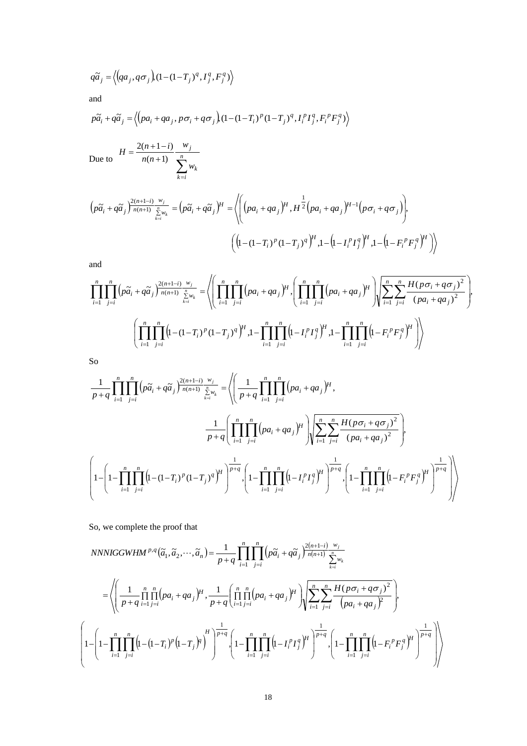$$q\tilde{a}_j = \left\langle \left(qa_j, q\sigma_j\right), (1-(1-T_j)^q, I_j^q, F_j^q) \right\rangle$$

and

$$p\tilde{a}_i + q\tilde{a}_j = \left\langle \left(pa_i + qa_j, p\sigma_i + q\sigma_j\right), (1-(1-T_i)^p(1-T_j)^q, I_i^p I_j^q, F_i^p F_j^q) \right\rangle$$

Due to $H = \dfrac{2(n+1-i)}{n(n+1)} \dfrac{w_j}{\sum_{k=i}^{n} w_k}$

$$\left(p\tilde{a}_i + q\tilde{a}_j\right)^{\frac{2(n+1-i)}{n(n+1)}\frac{w_j}{\sum_{k=i}^{n} w_k}} = \left(p\tilde{a}_i + q\tilde{a}_j\right)^H = \left\langle \left( \left(pa_i + qa_j\right)^H, H^{\frac{1}{2}}\left(pa_i + qa_j\right)^{H-1}\left(p\sigma_i + q\sigma_j\right) \right), \right.$$
$$\left. \left( \left(1-(1-T_i)^p(1-T_j)^q\right)^H, 1-\left(1-I_i^p I_j^q\right)^H, 1-\left(1-F_i^p F_j^q\right)^H \right) \right\rangle$$

and

$$\prod_{i=1}^{n}\prod_{j=i}^{n}\left(p\tilde{a}_i + q\tilde{a}_j\right)^{\frac{2(n+1-i)}{n(n+1)}\frac{w_j}{\sum_{k=i}^{n} w_k}} = \left\langle \left( \prod_{i=1}^{n}\prod_{j=i}^{n}\left(pa_i + qa_j\right)^H, \left(\prod_{i=1}^{n}\prod_{j=i}^{n}\left(pa_i + qa_j\right)^H\right)\sqrt{\sum_{i=1}^{n}\sum_{j=i}^{n}\frac{H(p\sigma_i + q\sigma_j)^2}{(pa_i + qa_j)^2}} \right), \right.$$
$$\left. \left( \prod_{i=1}^{n}\prod_{j=i}^{n}\left(1-(1-T_i)^p(1-T_j)^q\right)^H, 1-\prod_{i=1}^{n}\prod_{j=i}^{n}\left(1-I_i^p I_j^q\right)^H, 1-\prod_{i=1}^{n}\prod_{j=i}^{n}\left(1-F_i^p F_j^q\right)^H \right) \right\rangle$$

So

$$\frac{1}{p+q}\prod_{i=1}^{n}\prod_{j=i}^{n}\left(p\tilde{a}_i + q\tilde{a}_j\right)^{\frac{2(n+1-i)}{n(n+1)}\frac{w_j}{\sum_{k=i}^{n} w_k}} = \left\langle \left( \frac{1}{p+q}\prod_{i=1}^{n}\prod_{j=i}^{n}\left(pa_i + qa_j\right)^H, \right. \right.$$
$$\left. \frac{1}{p+q}\left(\prod_{i=1}^{n}\prod_{j=i}^{n}\left(pa_i + qa_j\right)^H\right)\sqrt{\sum_{i=1}^{n}\sum_{j=i}^{n}\frac{H(p\sigma_i + q\sigma_j)^2}{(pa_i + qa_j)^2}} \right),$$
$$\left. \left( 1-\left(1-\prod_{i=1}^{n}\prod_{j=i}^{n}\left(1-(1-T_i)^p(1-T_j)^q\right)^H\right)^{\frac{1}{p+q}}, \left(1-\prod_{i=1}^{n}\prod_{j=i}^{n}\left(1-I_i^p I_j^q\right)^H\right)^{\frac{1}{p+q}}, \left(1-\prod_{i=1}^{n}\prod_{j=i}^{n}\left(1-F_i^p F_j^q\right)^H\right)^{\frac{1}{p+q}} \right) \right\rangle$$

So, we complete the proof that

$$NNNIGGWHM^{p,q}\left(\tilde{a}_1, \tilde{a}_2, \cdots, \tilde{a}_n\right) = \frac{1}{p+q}\prod_{i=1}^{n}\prod_{j=i}^{n}\left(p\tilde{a}_i + q\tilde{a}_j\right)^{\frac{2(n+1-i)}{n(n+1)}\frac{w_j}{\sum_{k=i}^{n} w_k}}$$
$$= \left\langle \left( \frac{1}{p+q}\prod_{i=1}^{n}\prod_{j=i}^{n}\left(pa_i + qa_j\right)^H, \frac{1}{p+q}\left(\prod_{i=1}^{n}\prod_{j=i}^{n}\left(pa_i + qa_j\right)^H\right)\sqrt{\sum_{i=1}^{n}\sum_{j=i}^{n}\frac{H(p\sigma_i + q\sigma_j)^2}{\left(pa_i + qa_j\right)^2}} \right), \right.$$
$$\left. \left( 1-\left(1-\prod_{i=1}^{n}\prod_{j=i}^{n}\left(1-\left(1-T_i\right)^p\left(1-T_j\right)^q\right)^H\right)^{\frac{1}{p+q}}, \left(1-\prod_{i=1}^{n}\prod_{j=i}^{n}\left(1-I_i^p I_j^q\right)^H\right)^{\frac{1}{p+q}}, \left(1-\prod_{i=1}^{n}\prod_{j=i}^{n}\left(1-F_i^p F_j^q\right)^H\right)^{\frac{1}{p+q}} \right) \right\rangle$$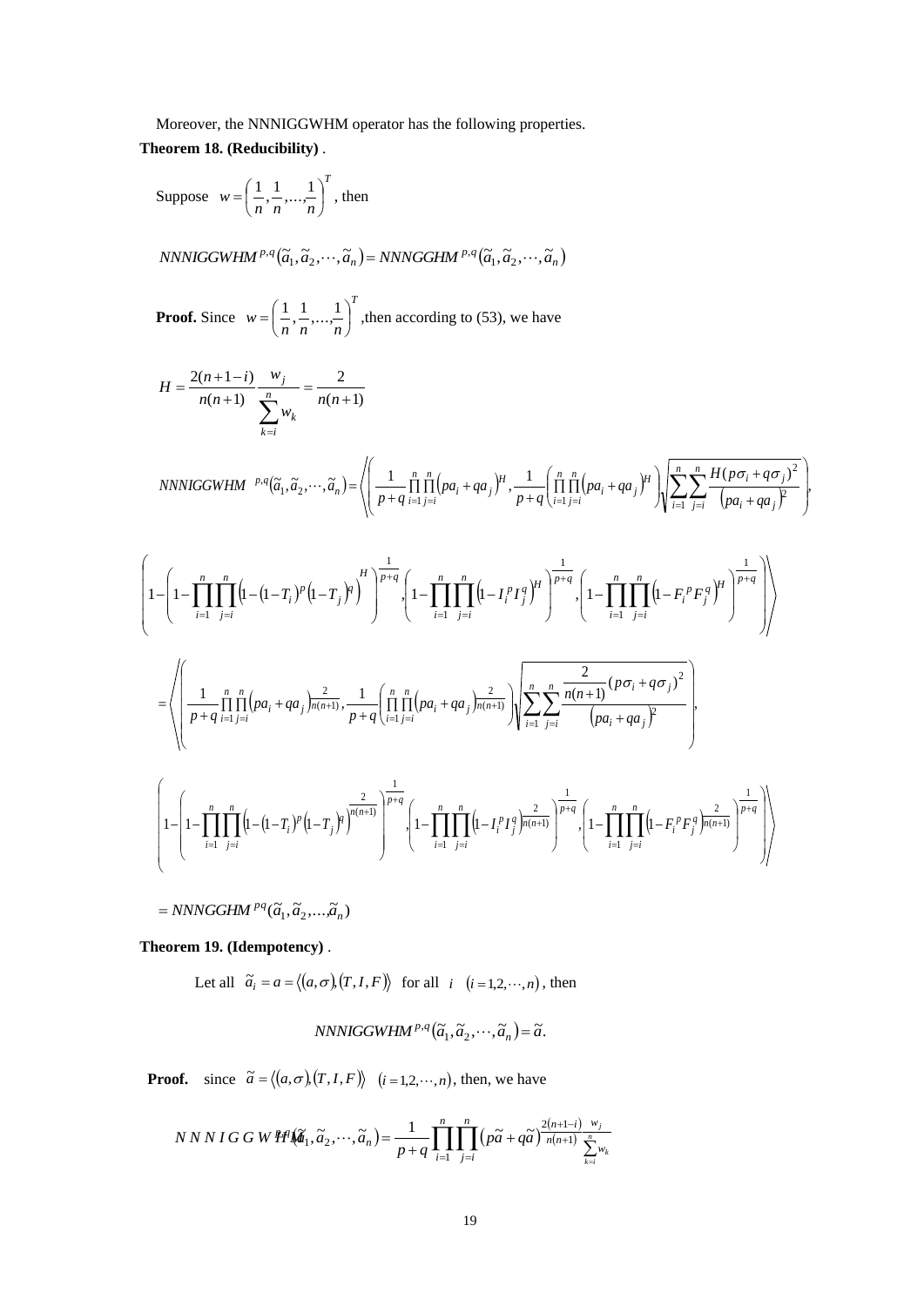Moreover, the NNNIGGWHM operator has the following properties.

**Theorem 18. (Reducibility)** .

Suppose $w = \left(\frac{1}{n}, \frac{1}{n}, \ldots, \frac{1}{n}\right)^T$, then

$$NNNIGGWHM^{p,q}(\tilde{a}_1, \tilde{a}_2, \cdots, \tilde{a}_n) = NNNGGHM^{p,q}(\tilde{a}_1, \tilde{a}_2, \cdots, \tilde{a}_n)$$

**Proof.** Since $w = \left(\frac{1}{n}, \frac{1}{n}, \ldots, \frac{1}{n}\right)^T$, then according to (53), we have

$$H = \frac{2(n+1-i)}{n(n+1)} \frac{w_j}{\sum_{k=i}^{n} w_k} = \frac{2}{n(n+1)}$$

$$NNNIGGWHM^{p,q}(\tilde{a}_1, \tilde{a}_2, \cdots, \tilde{a}_n) = \left\langle \left( \frac{1}{p+q} \prod_{i=1}^{n}\prod_{j=i}^{n} (pa_i + qa_j)^H, \frac{1}{p+q} \left( \prod_{i=1}^{n}\prod_{j=i}^{n} (pa_i + qa_j)^H \right) \sqrt{\sum_{i=1}^{n}\sum_{j=i}^{n} \frac{H(p\sigma_i + q\sigma_j)^2}{(pa_i + qa_j)^2}} \right), \right.$$

$$\left. \left( 1 - \left(1 - \prod_{i=1}^{n}\prod_{j=i}^{n} \left(1 - (1-T_i)^p (1-T_j)^q\right)^H \right)^{\frac{1}{p+q}}, \left(1 - \prod_{i=1}^{n}\prod_{j=i}^{n} \left(1 - I_i^p I_j^q\right)^H \right)^{\frac{1}{p+q}}, \left(1 - \prod_{i=1}^{n}\prod_{j=i}^{n} \left(1 - F_i^p F_j^q\right)^H \right)^{\frac{1}{p+q}} \right) \right\rangle$$

$$= \left\langle \left( \frac{1}{p+q} \prod_{i=1}^{n}\prod_{j=i}^{n} (pa_i + qa_j)^{\frac{2}{n(n+1)}}, \frac{1}{p+q} \left( \prod_{i=1}^{n}\prod_{j=i}^{n} (pa_i + qa_j)^{\frac{2}{n(n+1)}} \right) \sqrt{\sum_{i=1}^{n}\sum_{j=i}^{n} \frac{\frac{2}{n(n+1)}(p\sigma_i + q\sigma_j)^2}{(pa_i + qa_j)^2}} \right), \right.$$

$$\left. \left( 1 - \left(1 - \prod_{i=1}^{n}\prod_{j=i}^{n} \left(1 - (1-T_i)^p (1-T_j)^q\right)^{\frac{2}{n(n+1)}} \right)^{\frac{1}{p+q}}, \left(1 - \prod_{i=1}^{n}\prod_{j=i}^{n} \left(1 - I_i^p I_j^q\right)^{\frac{2}{n(n+1)}} \right)^{\frac{1}{p+q}}, \left(1 - \prod_{i=1}^{n}\prod_{j=i}^{n} \left(1 - F_i^p F_j^q\right)^{\frac{2}{n(n+1)}} \right)^{\frac{1}{p+q}} \right) \right\rangle$$

$$= NNNGGHM^{pq}(\tilde{a}_1, \tilde{a}_2, \ldots, \tilde{a}_n)$$

**Theorem 19. (Idempotency)** .

Let all $\tilde{a}_i = a = \langle (a, \sigma), (T, I, F) \rangle$ for all $i$ $(i = 1, 2, \cdots, n)$, then

$$NNNIGGWHM^{p,q}(\tilde{a}_1, \tilde{a}_2, \cdots, \tilde{a}_n) = \tilde{a}.$$

**Proof.** since $\tilde{a} = \langle (a, \sigma), (T, I, F) \rangle$ $(i = 1, 2, \cdots, n)$, then, we have

$$NNNIGGWHM^{p,q}(\tilde{a}_1, \tilde{a}_2, \cdots, \tilde{a}_n) = \frac{1}{p+q} \prod_{i=1}^{n}\prod_{j=i}^{n} (p\tilde{a} + q\tilde{a})^{\frac{2(n+1-i)}{n(n+1)} \frac{w_j}{\sum_{k=i}^{n} w_k}}$$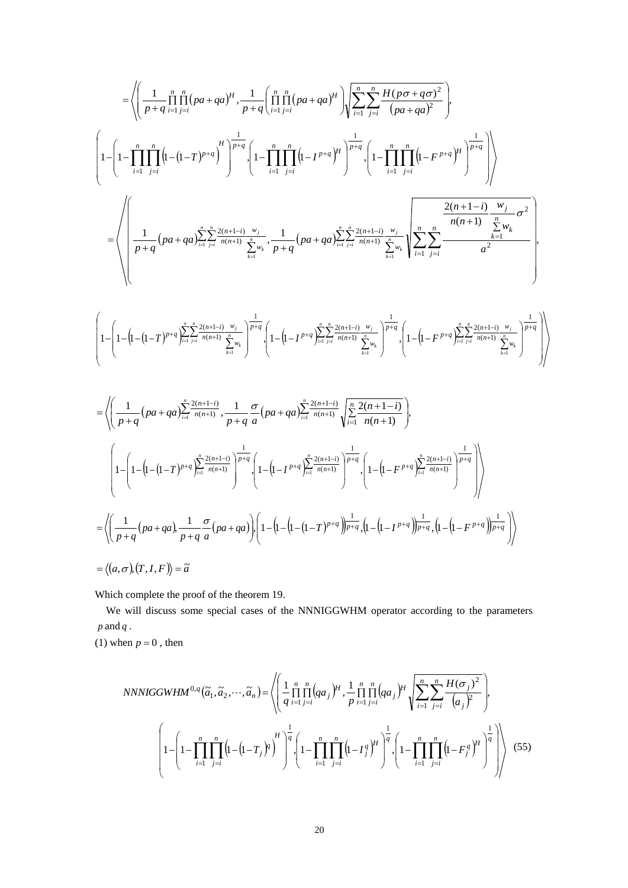$$= \left\langle \left( \frac{1}{p+q} \prod_{i=1}^{n} \prod_{j=i}^{n} (pa+qa)^{H}, \frac{1}{p+q} \left( \prod_{i=1}^{n} \prod_{j=i}^{n} (pa+qa)^{H} \right) \sqrt{\sum_{i=1}^{n} \sum_{j=i}^{n} \frac{H(p\sigma+q\sigma)^2}{(pa+qa)^2}} \right), \right.$$

$$\left. \left( 1 - \left( 1 - \prod_{i=1}^{n} \prod_{j=i}^{n} \left(1-(1-T)^{p+q}\right)^{H} \right)^{\frac{1}{p+q}}, \left( 1 - \prod_{i=1}^{n} \prod_{j=i}^{n} \left(1-I^{p+q}\right)^{H} \right)^{\frac{1}{p+q}}, \left( 1 - \prod_{i=1}^{n} \prod_{j=i}^{n} \left(1-F^{p+q}\right)^{H} \right)^{\frac{1}{p+q}} \right) \right\rangle$$

$$= \left\langle \left( \frac{1}{p+q} (pa+qa)^{\sum_{i=1}^{n} \sum_{j=i}^{n} \frac{2(n+1-i)}{n(n+1)} \frac{w_j}{\sum_{k=1}^{n} w_k}}, \frac{1}{p+q} (pa+qa)^{\sum_{i=1}^{n} \sum_{j=i}^{n} \frac{2(n+1-i)}{n(n+1)} \frac{w_j}{\sum_{k=1}^{n} w_k}} \sqrt{\sum_{i=1}^{n} \sum_{j=i}^{n} \frac{\frac{2(n+1-i)}{n(n+1)} \frac{w_j}{\sum_{k=1}^{n} w_k} \sigma^2}{a^2}} \right), \right.$$

$$\left. \left( 1 - \left( 1 - \left(1-(1-T)^{p+q}\right)^{\sum_{i=1}^{n} \sum_{j=i}^{n} \frac{2(n+1-i)}{n(n+1)} \frac{w_j}{\sum_{k=1}^{n} w_k}} \right)^{\frac{1}{p+q}}, \left( 1 - \left(1-I^{p+q}\right)^{\sum_{i=1}^{n} \sum_{j=i}^{n} \frac{2(n+1-i)}{n(n+1)} \frac{w_j}{\sum_{k=1}^{n} w_k}} \right)^{\frac{1}{p+q}}, \left( 1 - \left(1-F^{p+q}\right)^{\sum_{i=1}^{n} \sum_{j=i}^{n} \frac{2(n+1-i)}{n(n+1)} \frac{w_j}{\sum_{k=1}^{n} w_k}} \right)^{\frac{1}{p+q}} \right) \right\rangle$$

$$= \left\langle \left( \frac{1}{p+q} (pa+qa)^{\sum_{i=1}^{n} \frac{2(n+1-i)}{n(n+1)}}, \frac{1}{p+q} \frac{\sigma}{a} (pa+qa)^{\sum_{i=1}^{n} \frac{2(n+1-i)}{n(n+1)}} \sqrt{\sum_{i=1}^{n} \frac{2(n+1-i)}{n(n+1)}} \right), \right.$$

$$\left. \left( 1 - \left( 1 - \left(1-(1-T)^{p+q}\right)^{\sum_{i=1}^{n} \frac{2(n+1-i)}{n(n+1)}} \right)^{\frac{1}{p+q}}, \left( 1 - \left(1-I^{p+q}\right)^{\sum_{i=1}^{n} \frac{2(n+1-i)}{n(n+1)}} \right)^{\frac{1}{p+q}}, \left( 1 - \left(1-F^{p+q}\right)^{\sum_{i=1}^{n} \frac{2(n+1-i)}{n(n+1)}} \right)^{\frac{1}{p+q}} \right) \right\rangle$$

$$= \left\langle \left( \frac{1}{p+q} (pa+qa), \frac{1}{p+q} \frac{\sigma}{a} (pa+qa) \right), \left( 1 - \left( 1 - \left(1-(1-T)^{p+q}\right) \right)^{\frac{1}{p+q}}, \left(1 - \left(1-I^{p+q}\right)\right)^{\frac{1}{p+q}}, \left(1 - \left(1-F^{p+q}\right)\right)^{\frac{1}{p+q}} \right) \right\rangle$$

$$= \langle (a,\sigma), (T,I,F) \rangle = \tilde{a}$$

Which complete the proof of the theorem 19.

We will discuss some special cases of the NNNIGGWHM operator according to the parameters $p$ and $q$.

(1) when $p = 0$, then

$$NNNIGGWHM^{0,q}(\tilde{a}_1, \tilde{a}_2, \cdots, \tilde{a}_n) = \left\langle \left( \frac{1}{q} \prod_{i=1}^{n} \prod_{j=i}^{n} (qa_j)^{H}, \frac{1}{p} \prod_{i=1}^{n} \prod_{j=i}^{n} (qa_j)^{H} \sqrt{\sum_{i=1}^{n} \sum_{j=i}^{n} \frac{H(\sigma_j)^2}{(a_j)^2}} \right), \right.$$

$$\left. \left( 1 - \left( 1 - \prod_{i=1}^{n} \prod_{j=i}^{n} \left(1-(1-T_j)^{q}\right)^{H} \right)^{\frac{1}{q}}, \left( 1 - \prod_{i=1}^{n} \prod_{j=i}^{n} \left(1-I_j^{q}\right)^{H} \right)^{\frac{1}{q}}, \left( 1 - \prod_{i=1}^{n} \prod_{j=i}^{n} \left(1-F_j^{q}\right)^{H} \right)^{\frac{1}{q}} \right) \right\rangle \quad (55)$$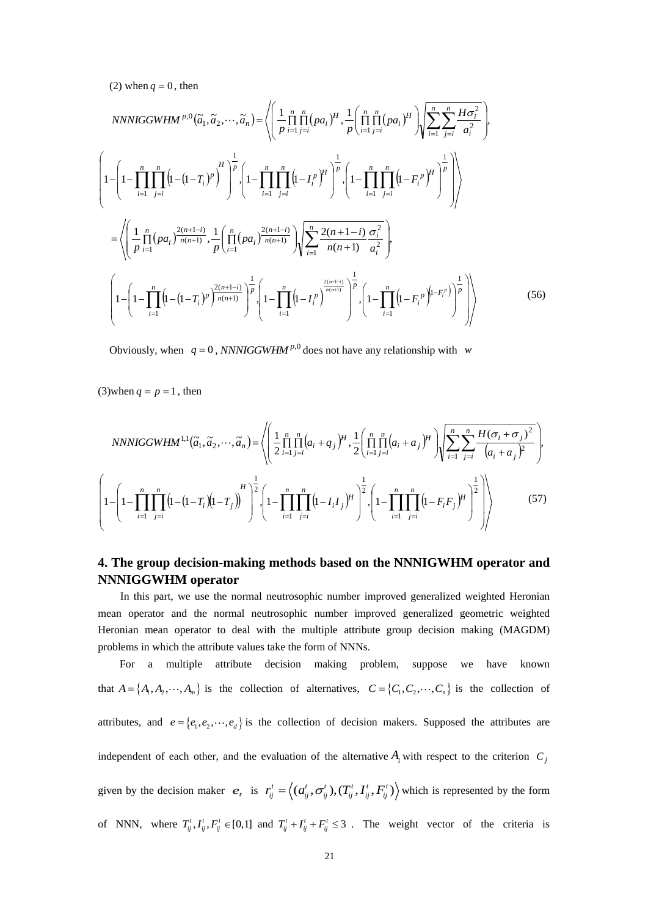(2) when $q = 0$, then

$$NNNIGGWHM^{p,0}(\tilde{a}_1, \tilde{a}_2, \cdots, \tilde{a}_n) = \left\langle \left( \frac{1}{p} \prod_{i=1}^{n} \prod_{j=i}^{n} (pa_i)^H, \frac{1}{p} \left( \prod_{i=1}^{n} \prod_{j=i}^{n} (pa_i)^H \right) \sqrt{\sum_{i=1}^{n} \sum_{j=i}^{n} \frac{H\sigma_i^2}{a_i^2}} \right), \right.$$

$$\left. \left( 1 - \left( 1 - \prod_{i=1}^{n} \prod_{j=i}^{n} \left(1 - (1 - T_i)^p\right)^H \right)^{\frac{1}{p}}, \left( 1 - \prod_{i=1}^{n} \prod_{j=i}^{n} \left(1 - I_i^{\,p}\right)^H \right)^{\frac{1}{p}}, \left( 1 - \prod_{i=1}^{n} \prod_{j=i}^{n} \left(1 - F_i^{\,p}\right)^H \right)^{\frac{1}{p}} \right) \right\rangle$$

$$= \left\langle \left( \frac{1}{p} \prod_{i=1}^{n} (pa_i)^{\frac{2(n+1-i)}{n(n+1)}}, \frac{1}{p} \left( \prod_{i=1}^{n} (pa_i)^{\frac{2(n+1-i)}{n(n+1)}} \right) \sqrt{\sum_{i=1}^{n} \frac{2(n+1-i)}{n(n+1)} \frac{\sigma_i^2}{a_i^2}} \right), \right.$$

$$\left. \left( 1 - \left( 1 - \prod_{i=1}^{n} \left(1 - (1 - T_i)^p\right)^{\frac{2(n+1-i)}{n(n+1)}} \right)^{\frac{1}{p}}, \left( 1 - \prod_{i=1}^{n} \left(1 - I_i^{\,p}\right)^{\frac{2(n+1-i)}{n(n+1)}} \right)^{\frac{1}{p}}, \left( 1 - \prod_{i=1}^{n} \left(1 - F_i^{\,p}\right)^{\left(1 - F_i^{\,p}\right)} \right)^{\frac{1}{p}} \right) \right\rangle \tag{56}$$

Obviously, when $q = 0$, $NNNIGGWHM^{p,0}$ does not have any relationship with $w$

(3)when $q = p = 1$, then

$$NNNIGGWHM^{1,1}(\tilde{a}_1, \tilde{a}_2, \cdots, \tilde{a}_n) = \left\langle \left( \frac{1}{2} \prod_{i=1}^{n} \prod_{j=i}^{n} (a_i + q_j)^H, \frac{1}{2} \left( \prod_{i=1}^{n} \prod_{j=i}^{n} (a_i + a_j)^H \right) \sqrt{\sum_{i=1}^{n} \sum_{j=i}^{n} \frac{H(\sigma_i + \sigma_j)^2}{(a_i + a_j)^2}} \right), \right.$$

$$\left. \left( 1 - \left( 1 - \prod_{i=1}^{n} \prod_{j=i}^{n} \left(1 - (1 - T_i)(1 - T_j)\right)^H \right)^{\frac{1}{2}}, \left( 1 - \prod_{i=1}^{n} \prod_{j=i}^{n} (1 - I_i I_j)^H \right)^{\frac{1}{2}}, \left( 1 - \prod_{i=1}^{n} \prod_{j=i}^{n} (1 - F_i F_j)^H \right)^{\frac{1}{2}} \right) \right\rangle \tag{57}$$

## 4. The group decision-making methods based on the NNNIGWHM operator and NNNIGGWHM operator

In this part, we use the normal neutrosophic number improved generalized weighted Heronian mean operator and the normal neutrosophic number improved generalized geometric weighted Heronian mean operator to deal with the multiple attribute group decision making (MAGDM) problems in which the attribute values take the form of NNNs.

For a multiple attribute decision making problem, suppose we have known that $A = \{A_1, A_2, \cdots, A_m\}$ is the collection of alternatives, $C = \{C_1, C_2, \cdots, C_n\}$ is the collection of attributes, and $e = \{e_1, e_2, \cdots, e_d\}$ is the collection of decision makers. Supposed the attributes are independent of each other, and the evaluation of the alternative $A_i$ with respect to the criterion $C_j$ given by the decision maker $e_t$ is $r_{ij}^t = \left\langle (a_{ij}^t, \sigma_{ij}^t), (T_{ij}^t, I_{ij}^t, F_{ij}^t) \right\rangle$ which is represented by the form of NNN, where $T_{ij}^t, I_{ij}^t, F_{ij}^t \in [0,1]$ and $T_{ij}^t + I_{ij}^t + F_{ij}^t \le 3$. The weight vector of the criteria is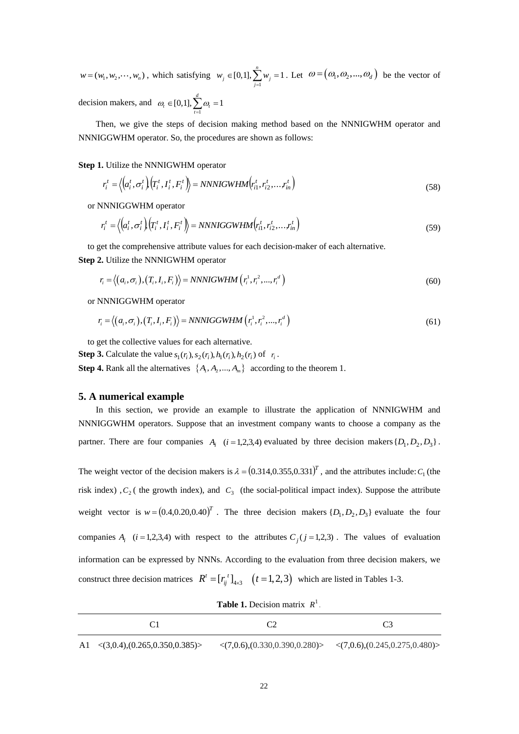$w = (w_1, w_2, \cdots, w_n)$, which satisfying $w_j \in [0,1], \sum_{j=1}^{n} w_j = 1$. Let $\omega = (\omega_1, \omega_2, ..., \omega_d)$ be the vector of decision makers, and $\omega_t \in [0,1], \sum_{t=1}^{d} \omega_t = 1$

Then, we give the steps of decision making method based on the NNNIGWHM operator and NNNIGGWHM operator. So, the procedures are shown as follows:

**Step 1.** Utilize the NNNIGWHM operator

$$r_i^t = \left\langle \left(a_i^t, \sigma_i^t\right), \left(T_i^t, I_i^t, F_i^t\right) \right\rangle = NNNIGWHM\left(r_{i1}^t, r_{i2}^t, \ldots, r_{in}^t\right) \tag{58}$$

or NNNIGGWHM operator

$$r_i^t = \left\langle \left(a_i^t, \sigma_i^t\right), \left(T_i^t, I_i^t, F_i^t\right) \right\rangle = NNNIGGWHM\left(r_{i1}^t, r_{i2}^t, \ldots, r_{in}^t\right) \tag{59}$$

to get the comprehensive attribute values for each decision-maker of each alternative.

**Step 2.** Utilize the NNNIGWHM operator

$$r_i = \left\langle \left(a_i, \sigma_i\right), \left(T_i, I_i, F_i\right) \right\rangle = NNNIGWHM\left(r_i^1, r_i^2, ..., r_i^d\right) \tag{60}$$

or NNNIGGWHM operator

$$r_i = \left\langle \left(a_i, \sigma_i\right), \left(T_i, I_i, F_i\right) \right\rangle = NNNIGGWHM\left(r_i^1, r_i^2, ..., r_i^d\right) \tag{61}$$

to get the collective values for each alternative.

**Step 3.** Calculate the value $s_1(r_i), s_2(r_i), h_1(r_i), h_2(r_i)$ of $r_i$.

**Step 4.** Rank all the alternatives $\{A_1, A_2, ..., A_m\}$ according to the theorem 1.

## 5. A numerical example

In this section, we provide an example to illustrate the application of NNNIGWHM and NNNIGGWHM operators. Suppose that an investment company wants to choose a company as the partner. There are four companies $A_i$ $(i = 1,2,3,4)$ evaluated by three decision makers $\{D_1, D_2, D_3\}$. The weight vector of the decision makers is $\lambda = (0.314, 0.355, 0.331)^T$, and the attributes include: $C_1$ (the risk index), $C_2$ (the growth index), and $C_3$ (the social-political impact index). Suppose the attribute weight vector is $w = (0.4, 0.20, 0.40)^T$. The three decision makers $\{D_1, D_2, D_3\}$ evaluate the four companies $A_i$ $(i = 1,2,3,4)$ with respect to the attributes $C_j$ $(j = 1,2,3)$. The values of evaluation information can be expressed by NNNs. According to the evaluation from three decision makers, we construct three decision matrices $R^t = [r_{ij}^t]_{4\times3}$ $(t = 1,2,3)$ which are listed in Tables 1-3.

**Table 1.** Decision matrix $R^1$.

| | C1 | C2 | C3 |
|---|---|---|---|
| A1 | <(3,0.4),(0.265,0.350,0.385)> | <(7,0.6),(0.330,0.390,0.280)> | <(7,0.6),(0.245,0.275,0.480)> |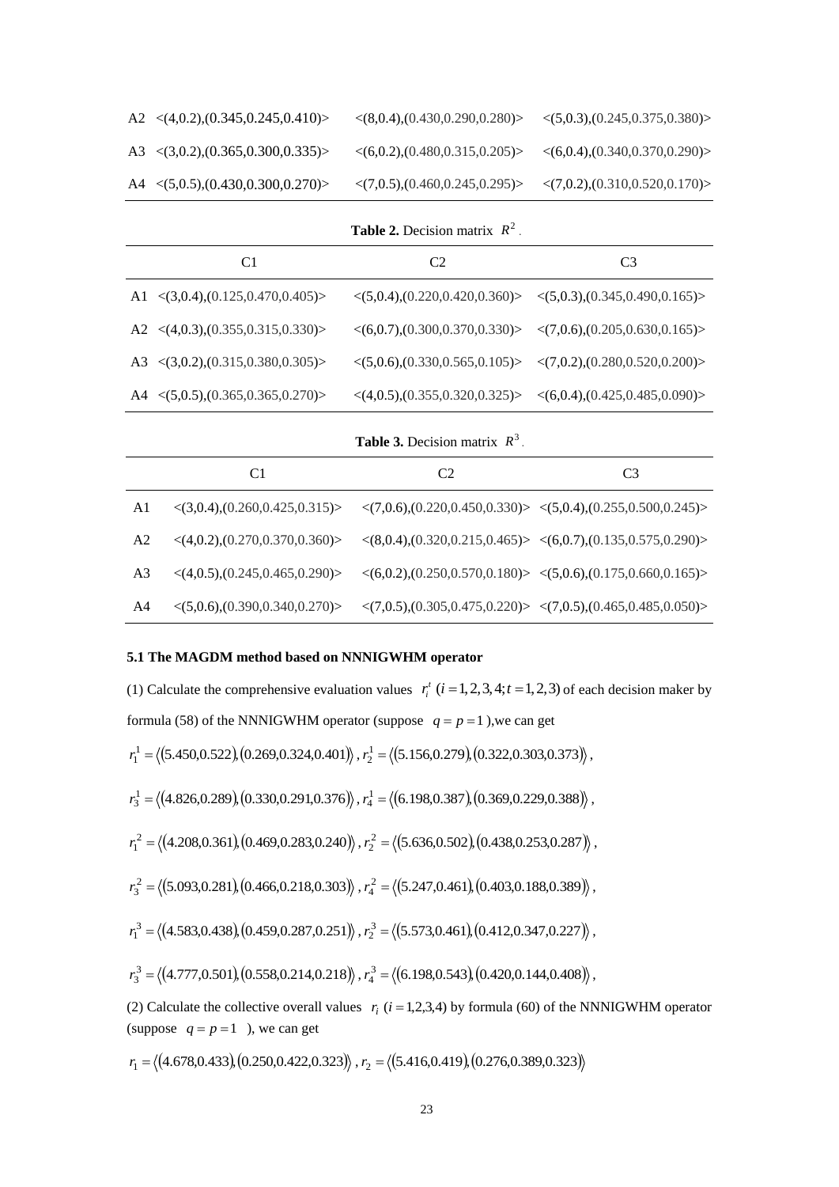| | C1 | C2 | C3 |
|---|---|---|---|
| A2 | <(4,0.2),(0.345,0.245,0.410)> | <(8,0.4),(0.430,0.290,0.280)> | <(5,0.3),(0.245,0.375,0.380)> |
| A3 | <(3,0.2),(0.365,0.300,0.335)> | <(6,0.2),(0.480,0.315,0.205)> | <(6,0.4),(0.340,0.370,0.290)> |
| A4 | <(5,0.5),(0.430,0.300,0.270)> | <(7,0.5),(0.460,0.245,0.295)> | <(7,0.2),(0.310,0.520,0.170)> |

**Table 2.** Decision matrix $R^2$ .

| | C1 | C2 | C3 |
|---|---|---|---|
| A1 | <(3,0.4),(0.125,0.470,0.405)> | <(5,0.4),(0.220,0.420,0.360)> | <(5,0.3),(0.345,0.490,0.165)> |
| A2 | <(4,0.3),(0.355,0.315,0.330)> | <(6,0.7),(0.300,0.370,0.330)> | <(7,0.6),(0.205,0.630,0.165)> |
| A3 | <(3,0.2),(0.315,0.380,0.305)> | <(5,0.6),(0.330,0.565,0.105)> | <(7,0.2),(0.280,0.520,0.200)> |
| A4 | <(5,0.5),(0.365,0.365,0.270)> | <(4,0.5),(0.355,0.320,0.325)> | <(6,0.4),(0.425,0.485,0.090)> |

**Table 3.** Decision matrix $R^3$ .

| | C1 | C2 | C3 |
|---|---|---|---|
| A1 | <(3,0.4),(0.260,0.425,0.315)> | <(7,0.6),(0.220,0.450,0.330)> | <(5,0.4),(0.255,0.500,0.245)> |
| A2 | <(4,0.2),(0.270,0.370,0.360)> | <(8,0.4),(0.320,0.215,0.465)> | <(6,0.7),(0.135,0.575,0.290)> |
| A3 | <(4,0.5),(0.245,0.465,0.290)> | <(6,0.2),(0.250,0.570,0.180)> | <(5,0.6),(0.175,0.660,0.165)> |
| A4 | <(5,0.6),(0.390,0.340,0.270)> | <(7,0.5),(0.305,0.475,0.220)> | <(7,0.5),(0.465,0.485,0.050)> |

### 5.1 The MAGDM method based on NNNIGWHM operator

(1) Calculate the comprehensive evaluation values $r_i^t$ $(i=1,2,3,4;t=1,2,3)$ of each decision maker by formula (58) of the NNNIGWHM operator (suppose $q=p=1$ ),we can get

$r_1^1=\langle(5.450,0.522),(0.269,0.324,0.401)\rangle$ , $r_2^1=\langle(5.156,0.279),(0.322,0.303,0.373)\rangle$ ,

$r_3^1=\langle(4.826,0.289),(0.330,0.291,0.376)\rangle$ , $r_4^1=\langle(6.198,0.387),(0.369,0.229,0.388)\rangle$ ,

$r_1^2=\langle(4.208,0.361),(0.469,0.283,0.240)\rangle$ , $r_2^2=\langle(5.636,0.502),(0.438,0.253,0.287)\rangle$ ,

$r_3^2=\langle(5.093,0.281),(0.466,0.218,0.303)\rangle$ , $r_4^2=\langle(5.247,0.461),(0.403,0.188,0.389)\rangle$ ,

$r_1^3=\langle(4.583,0.438),(0.459,0.287,0.251)\rangle$ , $r_2^3=\langle(5.573,0.461),(0.412,0.347,0.227)\rangle$ ,

$r_3^3=\langle(4.777,0.501),(0.558,0.214,0.218)\rangle$ , $r_4^3=\langle(6.198,0.543),(0.420,0.144,0.408)\rangle$ ,

(2) Calculate the collective overall values $r_i$ $(i=1,2,3,4)$ by formula (60) of the NNNIGWHM operator (suppose $q=p=1$ ), we can get

$r_1=\langle(4.678,0.433),(0.250,0.422,0.323)\rangle$ , $r_2=\langle(5.416,0.419),(0.276,0.389,0.323)\rangle$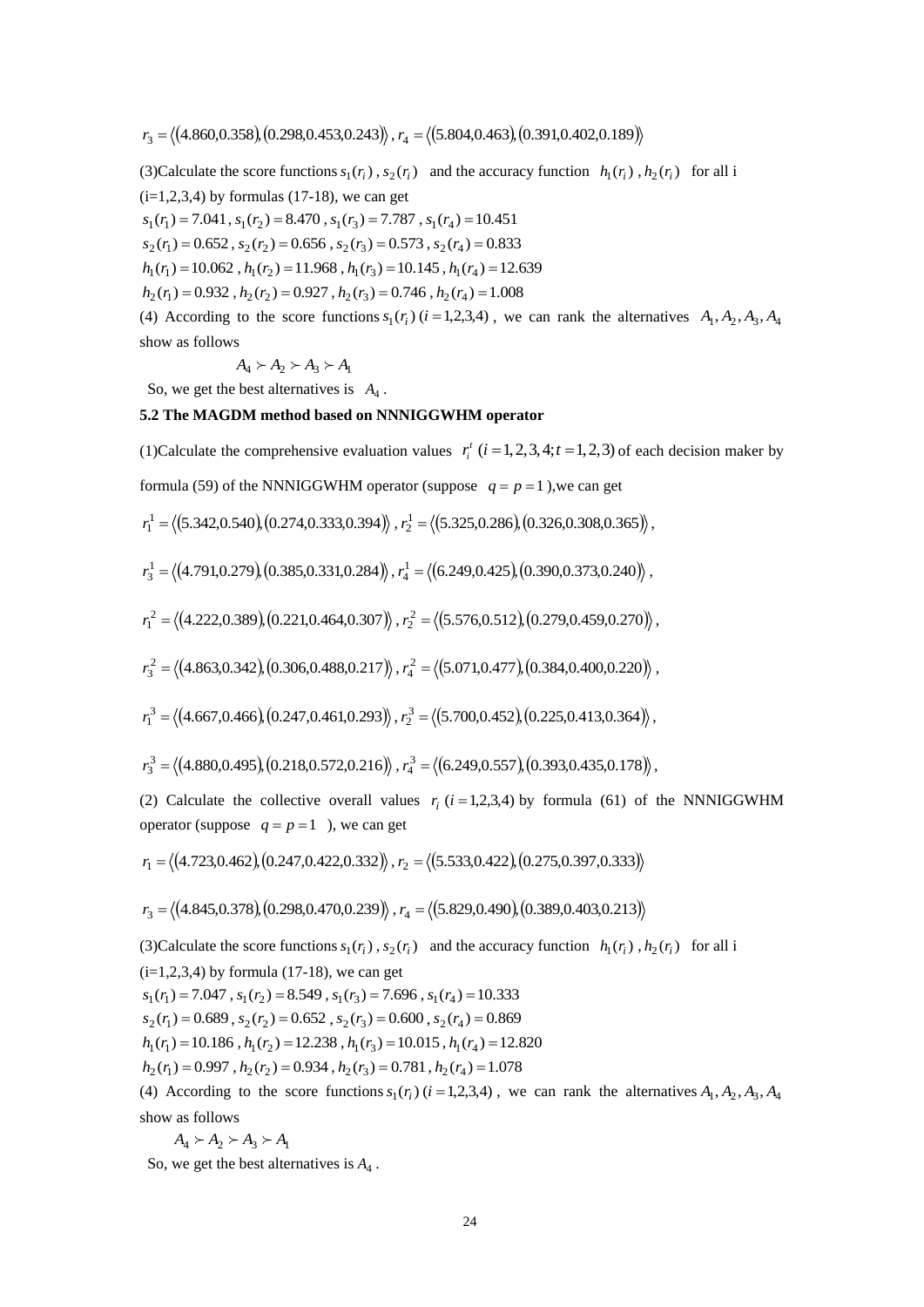$r_3 = \langle (4.860, 0.358), (0.298, 0.453, 0.243) \rangle$, $r_4 = \langle (5.804, 0.463), (0.391, 0.402, 0.189) \rangle$

(3)Calculate the score functions $s_1(r_i)$, $s_2(r_i)$ and the accuracy function $h_1(r_i)$, $h_2(r_i)$ for all i (i=1,2,3,4) by formulas (17-18), we can get

$s_1(r_1) = 7.041$, $s_1(r_2) = 8.470$, $s_1(r_3) = 7.787$, $s_1(r_4) = 10.451$

$s_2(r_1) = 0.652$, $s_2(r_2) = 0.656$, $s_2(r_3) = 0.573$, $s_2(r_4) = 0.833$

$h_1(r_1) = 10.062$, $h_1(r_2) = 11.968$, $h_1(r_3) = 10.145$, $h_1(r_4) = 12.639$

$h_2(r_1) = 0.932$, $h_2(r_2) = 0.927$, $h_2(r_3) = 0.746$, $h_2(r_4) = 1.008$

(4) According to the score functions $s_1(r_i)$ $(i = 1,2,3,4)$, we can rank the alternatives $A_1, A_2, A_3, A_4$ show as follows

$$A_4 \succ A_2 \succ A_3 \succ A_1$$

So, we get the best alternatives is $A_4$.

### 5.2 The MAGDM method based on NNNIGGWHM operator

(1)Calculate the comprehensive evaluation values $r_i^t$ $(i = 1,2,3,4; t = 1,2,3)$ of each decision maker by formula (59) of the NNNIGGWHM operator (suppose $q = p = 1$ ),we can get

$r_1^1 = \langle (5.342, 0.540), (0.274, 0.333, 0.394) \rangle$, $r_2^1 = \langle (5.325, 0.286), (0.326, 0.308, 0.365) \rangle$,

$r_3^1 = \langle (4.791, 0.279), (0.385, 0.331, 0.284) \rangle$, $r_4^1 = \langle (6.249, 0.425), (0.390, 0.373, 0.240) \rangle$,

$r_1^2 = \langle (4.222, 0.389), (0.221, 0.464, 0.307) \rangle$, $r_2^2 = \langle (5.576, 0.512), (0.279, 0.459, 0.270) \rangle$,

$r_3^2 = \langle (4.863, 0.342), (0.306, 0.488, 0.217) \rangle$, $r_4^2 = \langle (5.071, 0.477), (0.384, 0.400, 0.220) \rangle$,

$r_1^3 = \langle (4.667, 0.466), (0.247, 0.461, 0.293) \rangle$, $r_2^3 = \langle (5.700, 0.452), (0.225, 0.413, 0.364) \rangle$,

$r_3^3 = \langle (4.880, 0.495), (0.218, 0.572, 0.216) \rangle$, $r_4^3 = \langle (6.249, 0.557), (0.393, 0.435, 0.178) \rangle$,

(2) Calculate the collective overall values $r_i$ $(i = 1,2,3,4)$ by formula (61) of the NNNIGGWHM operator (suppose $q = p = 1$ ), we can get

$r_1 = \langle (4.723, 0.462), (0.247, 0.422, 0.332) \rangle$, $r_2 = \langle (5.533, 0.422), (0.275, 0.397, 0.333) \rangle$

$r_3 = \langle (4.845, 0.378), (0.298, 0.470, 0.239) \rangle$, $r_4 = \langle (5.829, 0.490), (0.389, 0.403, 0.213) \rangle$

(3)Calculate the score functions $s_1(r_i)$, $s_2(r_i)$ and the accuracy function $h_1(r_i)$, $h_2(r_i)$ for all i (i=1,2,3,4) by formula (17-18), we can get

$s_1(r_1) = 7.047$, $s_1(r_2) = 8.549$, $s_1(r_3) = 7.696$, $s_1(r_4) = 10.333$

$s_2(r_1) = 0.689$, $s_2(r_2) = 0.652$, $s_2(r_3) = 0.600$, $s_2(r_4) = 0.869$

$h_1(r_1) = 10.186$, $h_1(r_2) = 12.238$, $h_1(r_3) = 10.015$, $h_1(r_4) = 12.820$

$h_2(r_1) = 0.997$, $h_2(r_2) = 0.934$, $h_2(r_3) = 0.781$, $h_2(r_4) = 1.078$

(4) According to the score functions $s_1(r_i)$ $(i = 1,2,3,4)$, we can rank the alternatives $A_1, A_2, A_3, A_4$ show as follows

$$A_4 \succ A_2 \succ A_3 \succ A_1$$

So, we get the best alternatives is $A_4$.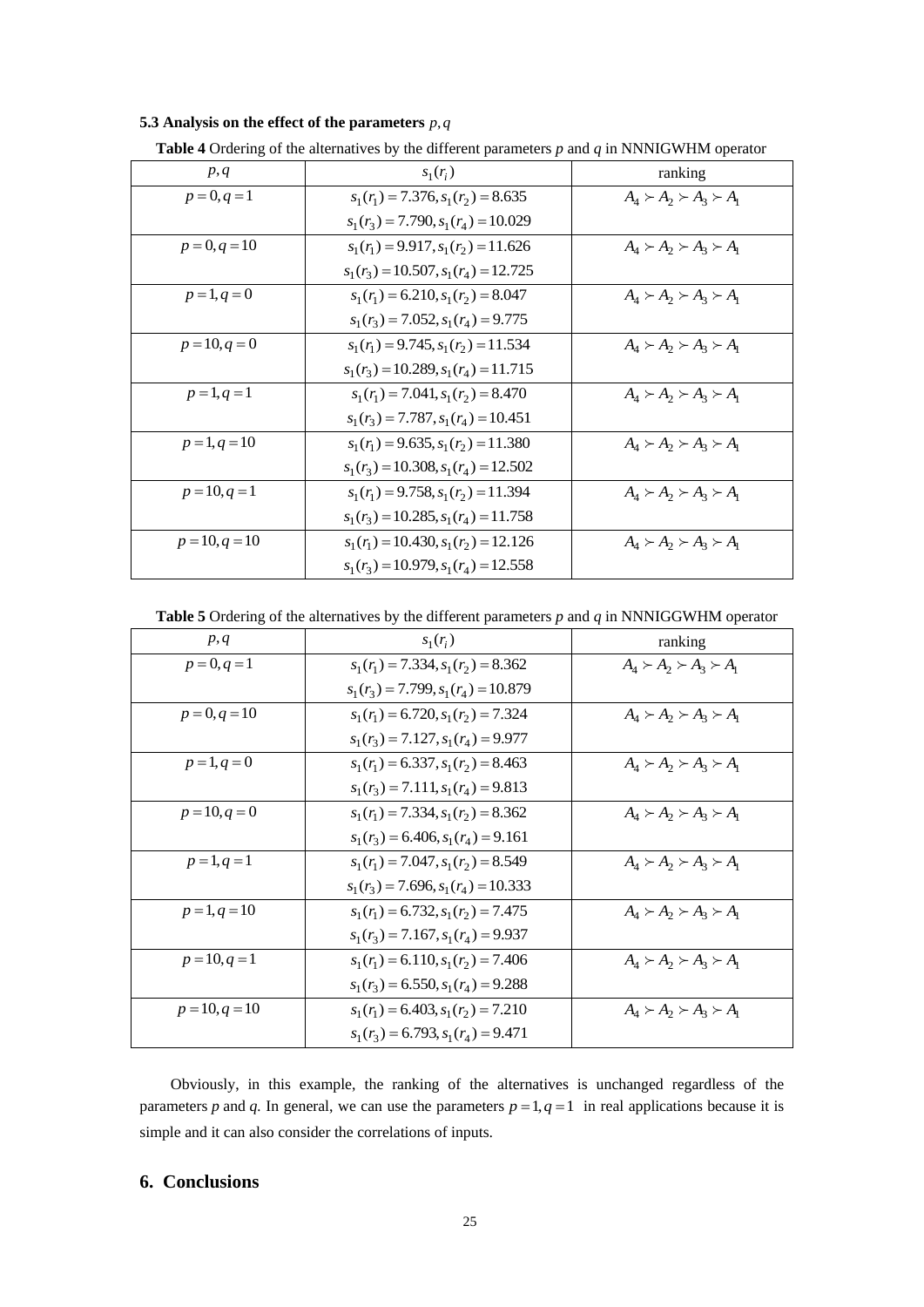### 5.3 Analysis on the effect of the parameters $p, q$

**Table 4** Ordering of the alternatives by the different parameters *p* and *q* in NNNIGWHM operator

| $p, q$ | $s_1(r_i)$ | ranking |
|---|---|---|
| $p = 0, q = 1$ | $s_1(r_1) = 7.376, s_1(r_2) = 8.635$ <br> $s_1(r_3) = 7.790, s_1(r_4) = 10.029$ | $A_4 \succ A_2 \succ A_3 \succ A_1$ |
| $p = 0, q = 10$ | $s_1(r_1) = 9.917, s_1(r_2) = 11.626$ <br> $s_1(r_3) = 10.507, s_1(r_4) = 12.725$ | $A_4 \succ A_2 \succ A_3 \succ A_1$ |
| $p = 1, q = 0$ | $s_1(r_1) = 6.210, s_1(r_2) = 8.047$ <br> $s_1(r_3) = 7.052, s_1(r_4) = 9.775$ | $A_4 \succ A_2 \succ A_3 \succ A_1$ |
| $p = 10, q = 0$ | $s_1(r_1) = 9.745, s_1(r_2) = 11.534$ <br> $s_1(r_3) = 10.289, s_1(r_4) = 11.715$ | $A_4 \succ A_2 \succ A_3 \succ A_1$ |
| $p = 1, q = 1$ | $s_1(r_1) = 7.041, s_1(r_2) = 8.470$ <br> $s_1(r_3) = 7.787, s_1(r_4) = 10.451$ | $A_4 \succ A_2 \succ A_3 \succ A_1$ |
| $p = 1, q = 10$ | $s_1(r_1) = 9.635, s_1(r_2) = 11.380$ <br> $s_1(r_3) = 10.308, s_1(r_4) = 12.502$ | $A_4 \succ A_2 \succ A_3 \succ A_1$ |
| $p = 10, q = 1$ | $s_1(r_1) = 9.758, s_1(r_2) = 11.394$ <br> $s_1(r_3) = 10.285, s_1(r_4) = 11.758$ | $A_4 \succ A_2 \succ A_3 \succ A_1$ |
| $p = 10, q = 10$ | $s_1(r_1) = 10.430, s_1(r_2) = 12.126$ <br> $s_1(r_3) = 10.979, s_1(r_4) = 12.558$ | $A_4 \succ A_2 \succ A_3 \succ A_1$ |

**Table 5** Ordering of the alternatives by the different parameters *p* and *q* in NNNIGGWHM operator

| $p, q$ | $s_1(r_i)$ | ranking |
|---|---|---|
| $p = 0, q = 1$ | $s_1(r_1) = 7.334, s_1(r_2) = 8.362$ <br> $s_1(r_3) = 7.799, s_1(r_4) = 10.879$ | $A_4 \succ A_2 \succ A_3 \succ A_1$ |
| $p = 0, q = 10$ | $s_1(r_1) = 6.720, s_1(r_2) = 7.324$ <br> $s_1(r_3) = 7.127, s_1(r_4) = 9.977$ | $A_4 \succ A_2 \succ A_3 \succ A_1$ |
| $p = 1, q = 0$ | $s_1(r_1) = 6.337, s_1(r_2) = 8.463$ <br> $s_1(r_3) = 7.111, s_1(r_4) = 9.813$ | $A_4 \succ A_2 \succ A_3 \succ A_1$ |
| $p = 10, q = 0$ | $s_1(r_1) = 7.334, s_1(r_2) = 8.362$ <br> $s_1(r_3) = 6.406, s_1(r_4) = 9.161$ | $A_4 \succ A_2 \succ A_3 \succ A_1$ |
| $p = 1, q = 1$ | $s_1(r_1) = 7.047, s_1(r_2) = 8.549$ <br> $s_1(r_3) = 7.696, s_1(r_4) = 10.333$ | $A_4 \succ A_2 \succ A_3 \succ A_1$ |
| $p = 1, q = 10$ | $s_1(r_1) = 6.732, s_1(r_2) = 7.475$ <br> $s_1(r_3) = 7.167, s_1(r_4) = 9.937$ | $A_4 \succ A_2 \succ A_3 \succ A_1$ |
| $p = 10, q = 1$ | $s_1(r_1) = 6.110, s_1(r_2) = 7.406$ <br> $s_1(r_3) = 6.550, s_1(r_4) = 9.288$ | $A_4 \succ A_2 \succ A_3 \succ A_1$ |
| $p = 10, q = 10$ | $s_1(r_1) = 6.403, s_1(r_2) = 7.210$ <br> $s_1(r_3) = 6.793, s_1(r_4) = 9.471$ | $A_4 \succ A_2 \succ A_3 \succ A_1$ |

Obviously, in this example, the ranking of the alternatives is unchanged regardless of the parameters *p* and *q*. In general, we can use the parameters $p = 1, q = 1$ in real applications because it is simple and it can also consider the correlations of inputs.

## 6. Conclusions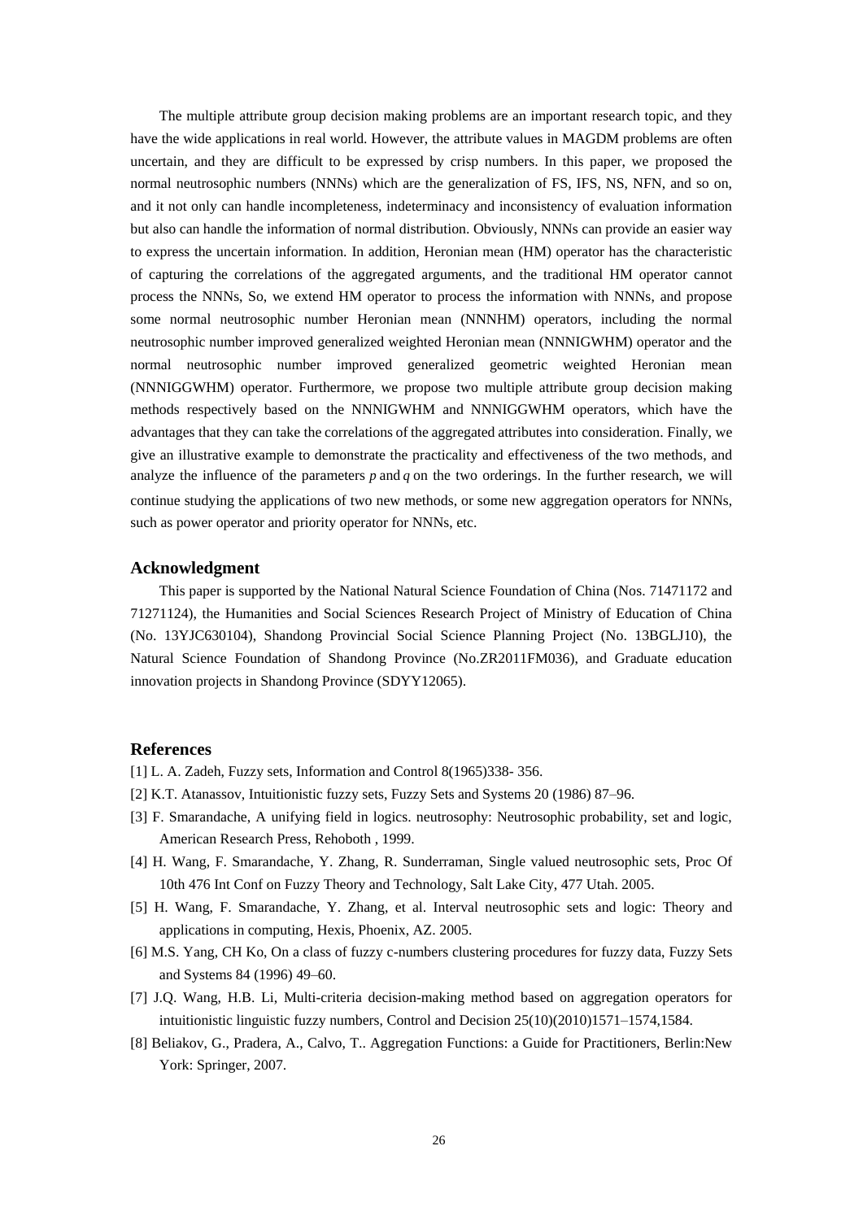The multiple attribute group decision making problems are an important research topic, and they have the wide applications in real world. However, the attribute values in MAGDM problems are often uncertain, and they are difficult to be expressed by crisp numbers. In this paper, we proposed the normal neutrosophic numbers (NNNs) which are the generalization of FS, IFS, NS, NFN, and so on, and it not only can handle incompleteness, indeterminacy and inconsistency of evaluation information but also can handle the information of normal distribution. Obviously, NNNs can provide an easier way to express the uncertain information. In addition, Heronian mean (HM) operator has the characteristic of capturing the correlations of the aggregated arguments, and the traditional HM operator cannot process the NNNs, So, we extend HM operator to process the information with NNNs, and propose some normal neutrosophic number Heronian mean (NNNHM) operators, including the normal neutrosophic number improved generalized weighted Heronian mean (NNNIGWHM) operator and the normal neutrosophic number improved generalized geometric weighted Heronian mean (NNNIGGWHM) operator. Furthermore, we propose two multiple attribute group decision making methods respectively based on the NNNIGWHM and NNNIGGWHM operators, which have the advantages that they can take the correlations of the aggregated attributes into consideration. Finally, we give an illustrative example to demonstrate the practicality and effectiveness of the two methods, and analyze the influence of the parameters $p$ and $q$ on the two orderings. In the further research, we will continue studying the applications of two new methods, or some new aggregation operators for NNNs, such as power operator and priority operator for NNNs, etc.

## Acknowledgment

This paper is supported by the National Natural Science Foundation of China (Nos. 71471172 and 71271124), the Humanities and Social Sciences Research Project of Ministry of Education of China (No. 13YJC630104), Shandong Provincial Social Science Planning Project (No. 13BGLJ10), the Natural Science Foundation of Shandong Province (No.ZR2011FM036), and Graduate education innovation projects in Shandong Province (SDYY12065).

## References

[1] L. A. Zadeh, Fuzzy sets, Information and Control 8(1965)338- 356.

[2] K.T. Atanassov, Intuitionistic fuzzy sets, Fuzzy Sets and Systems 20 (1986) 87–96.

[3] F. Smarandache, A unifying field in logics. neutrosophy: Neutrosophic probability, set and logic, American Research Press, Rehoboth , 1999.

[4] H. Wang, F. Smarandache, Y. Zhang, R. Sunderraman, Single valued neutrosophic sets, Proc Of 10th 476 Int Conf on Fuzzy Theory and Technology, Salt Lake City, 477 Utah. 2005.

[5] H. Wang, F. Smarandache, Y. Zhang, et al. Interval neutrosophic sets and logic: Theory and applications in computing, Hexis, Phoenix, AZ. 2005.

[6] M.S. Yang, CH Ko, On a class of fuzzy c-numbers clustering procedures for fuzzy data, Fuzzy Sets and Systems 84 (1996) 49–60.

[7] J.Q. Wang, H.B. Li, Multi-criteria decision-making method based on aggregation operators for intuitionistic linguistic fuzzy numbers, Control and Decision 25(10)(2010)1571–1574,1584.

[8] Beliakov, G., Pradera, A., Calvo, T.. Aggregation Functions: a Guide for Practitioners, Berlin:New York: Springer, 2007.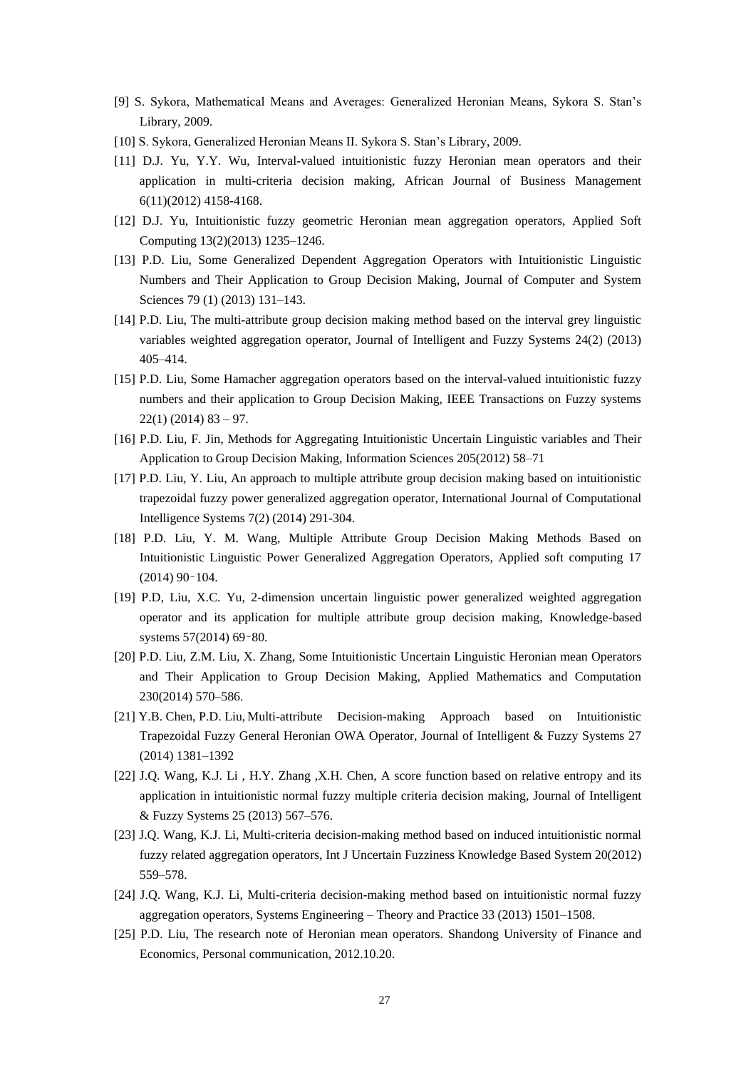[9] S. Sykora, Mathematical Means and Averages: Generalized Heronian Means, Sykora S. Stan's Library, 2009.

[10] S. Sykora, Generalized Heronian Means II. Sykora S. Stan's Library, 2009.

[11] D.J. Yu, Y.Y. Wu, Interval-valued intuitionistic fuzzy Heronian mean operators and their application in multi-criteria decision making, African Journal of Business Management 6(11)(2012) 4158-4168.

[12] D.J. Yu, Intuitionistic fuzzy geometric Heronian mean aggregation operators, Applied Soft Computing 13(2)(2013) 1235–1246.

[13] P.D. Liu, Some Generalized Dependent Aggregation Operators with Intuitionistic Linguistic Numbers and Their Application to Group Decision Making, Journal of Computer and System Sciences 79 (1) (2013) 131–143.

[14] P.D. Liu, The multi-attribute group decision making method based on the interval grey linguistic variables weighted aggregation operator, Journal of Intelligent and Fuzzy Systems 24(2) (2013) 405–414.

[15] P.D. Liu, Some Hamacher aggregation operators based on the interval-valued intuitionistic fuzzy numbers and their application to Group Decision Making, IEEE Transactions on Fuzzy systems 22(1) (2014) 83 – 97.

[16] P.D. Liu, F. Jin, Methods for Aggregating Intuitionistic Uncertain Linguistic variables and Their Application to Group Decision Making, Information Sciences 205(2012) 58–71

[17] P.D. Liu, Y. Liu, An approach to multiple attribute group decision making based on intuitionistic trapezoidal fuzzy power generalized aggregation operator, International Journal of Computational Intelligence Systems 7(2) (2014) 291-304.

[18] P.D. Liu, Y. M. Wang, Multiple Attribute Group Decision Making Methods Based on Intuitionistic Linguistic Power Generalized Aggregation Operators, Applied soft computing 17 (2014) 90–104.

[19] P.D, Liu, X.C. Yu, 2-dimension uncertain linguistic power generalized weighted aggregation operator and its application for multiple attribute group decision making, Knowledge-based systems 57(2014) 69–80.

[20] P.D. Liu, Z.M. Liu, X. Zhang, Some Intuitionistic Uncertain Linguistic Heronian mean Operators and Their Application to Group Decision Making, Applied Mathematics and Computation 230(2014) 570–586.

[21] Y.B. Chen, P.D. Liu, Multi-attribute Decision-making Approach based on Intuitionistic Trapezoidal Fuzzy General Heronian OWA Operator, Journal of Intelligent & Fuzzy Systems 27 (2014) 1381–1392

[22] J.Q. Wang, K.J. Li , H.Y. Zhang ,X.H. Chen, A score function based on relative entropy and its application in intuitionistic normal fuzzy multiple criteria decision making, Journal of Intelligent & Fuzzy Systems 25 (2013) 567–576.

[23] J.Q. Wang, K.J. Li, Multi-criteria decision-making method based on induced intuitionistic normal fuzzy related aggregation operators, Int J Uncertain Fuzziness Knowledge Based System 20(2012) 559–578.

[24] J.Q. Wang, K.J. Li, Multi-criteria decision-making method based on intuitionistic normal fuzzy aggregation operators, Systems Engineering – Theory and Practice 33 (2013) 1501–1508.

[25] P.D. Liu, The research note of Heronian mean operators. Shandong University of Finance and Economics, Personal communication, 2012.10.20.